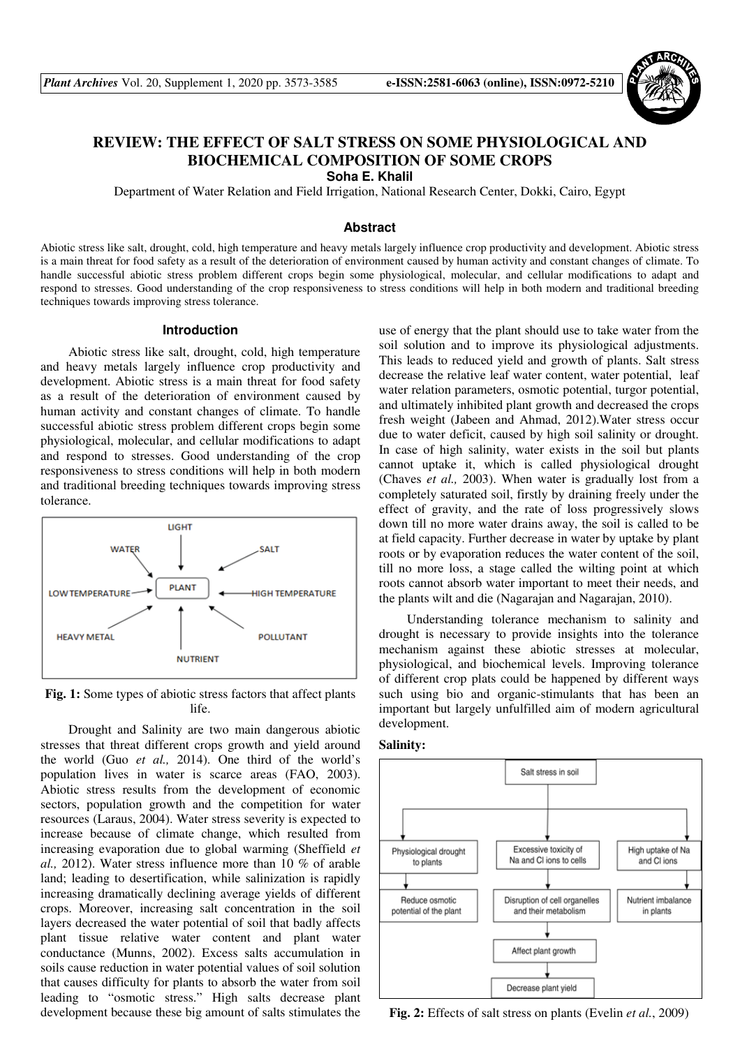# REVIEW: THE EFFECT OF SALT STRESS ON SOME PHYSIOLOGICAL AND BIOCHEMICAL COMPOSITION OF SOME CROPS

**Soha E. Khalil**

Department of Water Relation and Field Irrigation, National Research Center, Dokki, Cairo, Egypt

## Abstract

Abiotic stress like salt, drought, cold, high temperature and heavy metals largely influence crop productivity and development. Abiotic stress is a main threat for food safety as a result of the deterioration of environment caused by human activity and constant changes of climate. To handle successful abiotic stress problem different crops begin some physiological, molecular, and cellular modifications to adapt and respond to stresses. Good understanding of the crop responsiveness to stress conditions will help in both modern and traditional breeding techniques towards improving stress tolerance.

## Introduction

Abiotic stress like salt, drought, cold, high temperature and heavy metals largely influence crop productivity and development. Abiotic stress is a main threat for food safety as a result of the deterioration of environment caused by human activity and constant changes of climate. To handle successful abiotic stress problem different crops begin some physiological, molecular, and cellular modifications to adapt and respond to stresses. Good understanding of the crop responsiveness to stress conditions will help in both modern and traditional breeding techniques towards improving stress tolerance.

**Fig. 1:** Some types of abiotic stress factors that affect plants life.

Drought and Salinity are two main dangerous abiotic stresses that threat different crops growth and yield around the world (Guo *et al.,* 2014). One third of the world's population lives in water is scarce areas (FAO, 2003). Abiotic stress results from the development of economic sectors, population growth and the competition for water resources (Laraus, 2004). Water stress severity is expected to increase because of climate change, which resulted from increasing evaporation due to global warming (Sheffield *et al.,* 2012). Water stress influence more than 10 % of arable land; leading to desertification, while salinization is rapidly increasing dramatically declining average yields of different crops. Moreover, increasing salt concentration in the soil layers decreased the water potential of soil that badly affects plant tissue relative water content and plant water conductance (Munns, 2002). Excess salts accumulation in soils cause reduction in water potential values of soil solution that causes difficulty for plants to absorb the water from soil leading to "osmotic stress." High salts decrease plant development because these big amount of salts stimulates the use of energy that the plant should use to take water from the soil solution and to improve its physiological adjustments. This leads to reduced yield and growth of plants. Salt stress decrease the relative leaf water content, water potential, leaf water relation parameters, osmotic potential, turgor potential, and ultimately inhibited plant growth and decreased the crops fresh weight (Jabeen and Ahmad, 2012).Water stress occur due to water deficit, caused by high soil salinity or drought. In case of high salinity, water exists in the soil but plants cannot uptake it, which is called physiological drought (Chaves *et al.,* 2003). When water is gradually lost from a completely saturated soil, firstly by draining freely under the effect of gravity, and the rate of loss progressively slows down till no more water drains away, the soil is called to be at field capacity. Further decrease in water by uptake by plant roots or by evaporation reduces the water content of the soil, till no more loss, a stage called the wilting point at which roots cannot absorb water important to meet their needs, and the plants wilt and die (Nagarajan and Nagarajan, 2010).

Understanding tolerance mechanism to salinity and drought is necessary to provide insights into the tolerance mechanism against these abiotic stresses at molecular, physiological, and biochemical levels. Improving tolerance of different crop plats could be happened by different ways such using bio and organic-stimulants that has been an important but largely unfulfilled aim of modern agricultural development.

**Salinity:**

**Fig. 2:** Effects of salt stress on plants (Evelin *et al.*, 2009)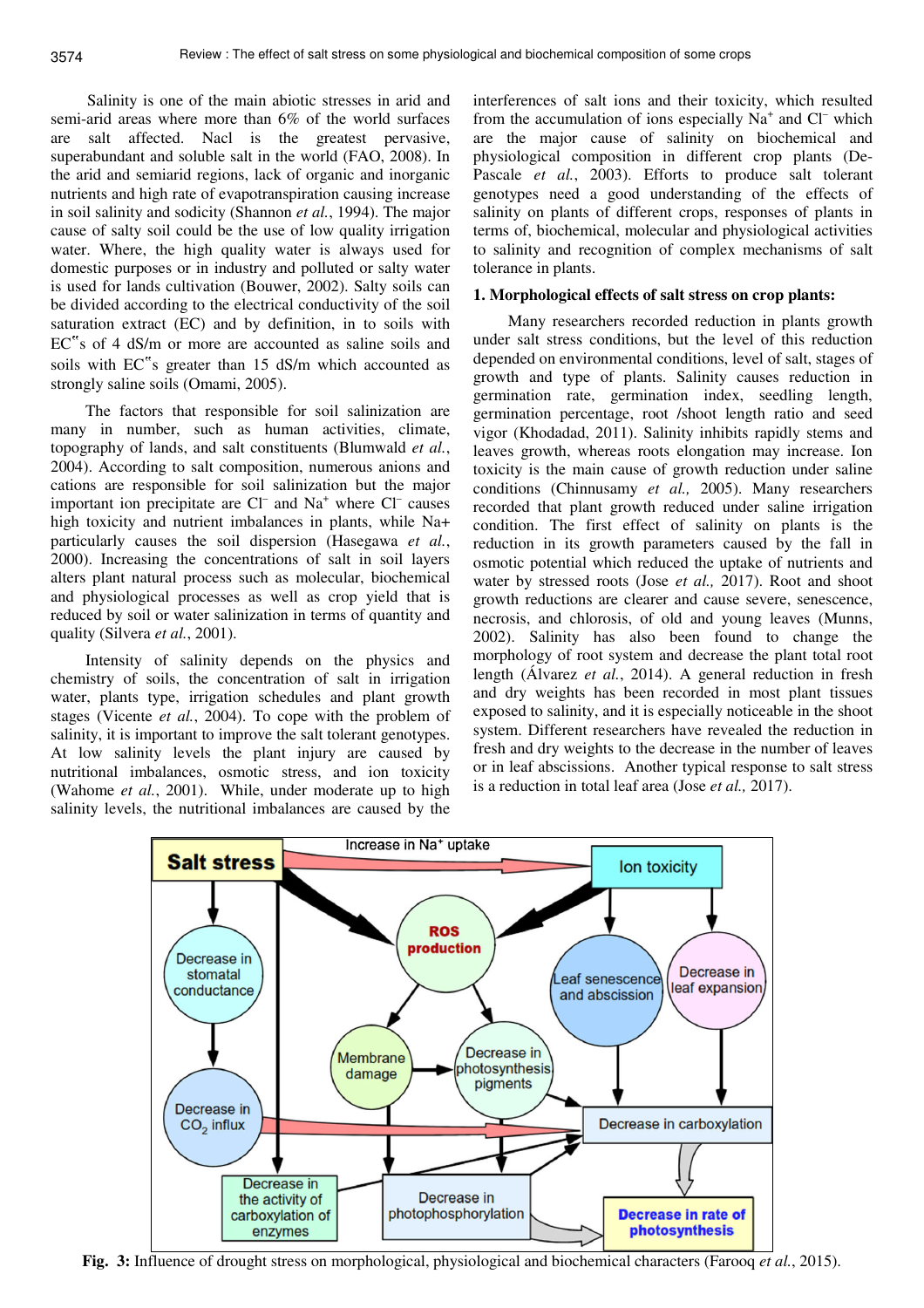Salinity is one of the main abiotic stresses in arid and semi-arid areas where more than 6% of the world surfaces are salt affected. Nacl is the greatest pervasive, superabundant and soluble salt in the world (FAO, 2008). In the arid and semiarid regions, lack of organic and inorganic nutrients and high rate of evapotranspiration causing increase in soil salinity and sodicity (Shannon *et al.*, 1994). The major cause of salty soil could be the use of low quality irrigation water. Where, the high quality water is always used for domestic purposes or in industry and polluted or salty water is used for lands cultivation (Bouwer, 2002). Salty soils can be divided according to the electrical conductivity of the soil saturation extract (EC) and by definition, in to soils with EC"s of 4 dS/m or more are accounted as saline soils and soils with EC"s greater than 15 dS/m which accounted as strongly saline soils (Omami, 2005).

The factors that responsible for soil salinization are many in number, such as human activities, climate, topography of lands, and salt constituents (Blumwald *et al.*, 2004). According to salt composition, numerous anions and cations are responsible for soil salinization but the major important ion precipitate are $Cl^-$ and $Na^+$ where $Cl^-$ causes high toxicity and nutrient imbalances in plants, while Na+ particularly causes the soil dispersion (Hasegawa *et al.*, 2000). Increasing the concentrations of salt in soil layers alters plant natural process such as molecular, biochemical and physiological processes as well as crop yield that is reduced by soil or water salinization in terms of quantity and quality (Silvera *et al.*, 2001).

Intensity of salinity depends on the physics and chemistry of soils, the concentration of salt in irrigation water, plants type, irrigation schedules and plant growth stages (Vicente *et al.*, 2004). To cope with the problem of salinity, it is important to improve the salt tolerant genotypes. At low salinity levels the plant injury are caused by nutritional imbalances, osmotic stress, and ion toxicity (Wahome *et al.*, 2001). While, under moderate up to high salinity levels, the nutritional imbalances are caused by the interferences of salt ions and their toxicity, which resulted from the accumulation of ions especially $Na^+$ and $Cl^-$ which are the major cause of salinity on biochemical and physiological composition in different crop plants (De-Pascale *et al.*, 2003). Efforts to produce salt tolerant genotypes need a good understanding of the effects of salinity on plants of different crops, responses of plants in terms of, biochemical, molecular and physiological activities to salinity and recognition of complex mechanisms of salt tolerance in plants.

## 1. Morphological effects of salt stress on crop plants:

Many researchers recorded reduction in plants growth under salt stress conditions, but the level of this reduction depended on environmental conditions, level of salt, stages of growth and type of plants. Salinity causes reduction in germination rate, germination index, seedling length, germination percentage, root /shoot length ratio and seed vigor (Khodadad, 2011). Salinity inhibits rapidly stems and leaves growth, whereas roots elongation may increase. Ion toxicity is the main cause of growth reduction under saline conditions (Chinnusamy *et al.,* 2005). Many researchers recorded that plant growth reduced under saline irrigation condition. The first effect of salinity on plants is the reduction in its growth parameters caused by the fall in osmotic potential which reduced the uptake of nutrients and water by stressed roots (Jose *et al.,* 2017). Root and shoot growth reductions are clearer and cause severe, senescence, necrosis, and chlorosis, of old and young leaves (Munns, 2002). Salinity has also been found to change the morphology of root system and decrease the plant total root length (Álvarez *et al.*, 2014). A general reduction in fresh and dry weights has been recorded in most plant tissues exposed to salinity, and it is especially noticeable in the shoot system. Different researchers have revealed the reduction in fresh and dry weights to the decrease in the number of leaves or in leaf abscissions. Another typical response to salt stress is a reduction in total leaf area (Jose *et al.,* 2017).

**Fig. 3:** Influence of drought stress on morphological, physiological and biochemical characters (Farooq *et al.*, 2015).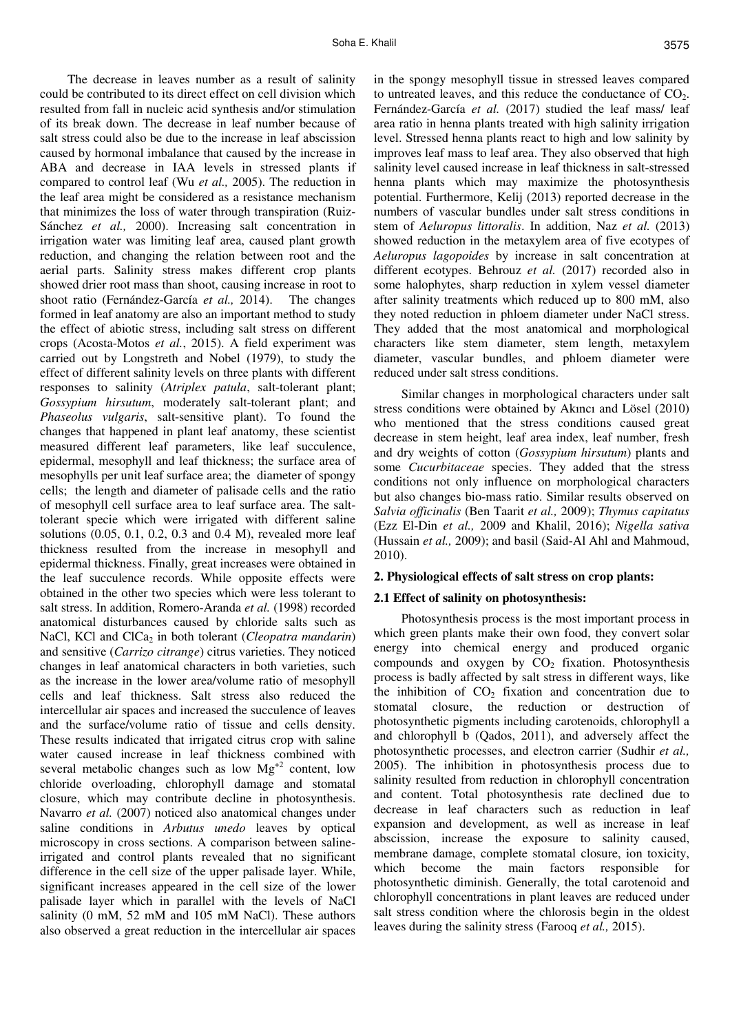The decrease in leaves number as a result of salinity could be contributed to its direct effect on cell division which resulted from fall in nucleic acid synthesis and/or stimulation of its break down. The decrease in leaf number because of salt stress could also be due to the increase in leaf abscission caused by hormonal imbalance that caused by the increase in ABA and decrease in IAA levels in stressed plants if compared to control leaf (Wu *et al.,* 2005). The reduction in the leaf area might be considered as a resistance mechanism that minimizes the loss of water through transpiration (Ruiz-Sánchez *et al.,* 2000). Increasing salt concentration in irrigation water was limiting leaf area, caused plant growth reduction, and changing the relation between root and the aerial parts. Salinity stress makes different crop plants showed drier root mass than shoot, causing increase in root to shoot ratio (Fernández-García *et al.,* 2014). The changes formed in leaf anatomy are also an important method to study the effect of abiotic stress, including salt stress on different crops (Acosta-Motos *et al.*, 2015). A field experiment was carried out by Longstreth and Nobel (1979), to study the effect of different salinity levels on three plants with different responses to salinity (*Atriplex patula*, salt-tolerant plant; *Gossypium hirsutum*, moderately salt-tolerant plant; and *Phaseolus vulgaris*, salt-sensitive plant). To found the changes that happened in plant leaf anatomy, these scientist measured different leaf parameters, like leaf succulence, epidermal, mesophyll and leaf thickness; the surface area of mesophylls per unit leaf surface area; the diameter of spongy cells; the length and diameter of palisade cells and the ratio of mesophyll cell surface area to leaf surface area. The salt-tolerant specie which were irrigated with different saline solutions (0.05, 0.1, 0.2, 0.3 and 0.4 M), revealed more leaf thickness resulted from the increase in mesophyll and epidermal thickness. Finally, great increases were obtained in the leaf succulence records. While opposite effects were obtained in the other two species which were less tolerant to salt stress. In addition, Romero-Aranda *et al.* (1998) recorded anatomical disturbances caused by chloride salts such as NaCl, KCl and $ClCa_2$ in both tolerant (*Cleopatra mandarin*) and sensitive (*Carrizo citrange*) citrus varieties. They noticed changes in leaf anatomical characters in both varieties, such as the increase in the lower area/volume ratio of mesophyll cells and leaf thickness. Salt stress also reduced the intercellular air spaces and increased the succulence of leaves and the surface/volume ratio of tissue and cells density. These results indicated that irrigated citrus crop with saline water caused increase in leaf thickness combined with several metabolic changes such as low $Mg^{+2}$ content, low chloride overloading, chlorophyll damage and stomatal closure, which may contribute decline in photosynthesis. Navarro *et al.* (2007) noticed also anatomical changes under saline conditions in *Arbutus unedo* leaves by optical microscopy in cross sections. A comparison between saline-irrigated and control plants revealed that no significant difference in the cell size of the upper palisade layer. While, significant increases appeared in the cell size of the lower palisade layer which in parallel with the levels of NaCl salinity (0 mM, 52 mM and 105 mM NaCl). These authors also observed a great reduction in the intercellular air spaces in the spongy mesophyll tissue in stressed leaves compared to untreated leaves, and this reduce the conductance of $CO_2$. Fernández-García *et al.* (2017) studied the leaf mass/ leaf area ratio in henna plants treated with high salinity irrigation level. Stressed henna plants react to high and low salinity by improves leaf mass to leaf area. They also observed that high salinity level caused increase in leaf thickness in salt-stressed henna plants which may maximize the photosynthesis potential. Furthermore, Kelij (2013) reported decrease in the numbers of vascular bundles under salt stress conditions in stem of *Aeluropus littoralis*. In addition, Naz *et al.* (2013) showed reduction in the metaxylem area of five ecotypes of *Aeluropus lagopoides* by increase in salt concentration at different ecotypes. Behrouz *et al.* (2017) recorded also in some halophytes, sharp reduction in xylem vessel diameter after salinity treatments which reduced up to 800 mM, also they noted reduction in phloem diameter under NaCl stress. They added that the most anatomical and morphological characters like stem diameter, stem length, metaxylem diameter, vascular bundles, and phloem diameter were reduced under salt stress conditions.

Similar changes in morphological characters under salt stress conditions were obtained by Akıncı and Lösel (2010) who mentioned that the stress conditions caused great decrease in stem height, leaf area index, leaf number, fresh and dry weights of cotton (*Gossypium hirsutum*) plants and some *Cucurbitaceae* species. They added that the stress conditions not only influence on morphological characters but also changes bio-mass ratio. Similar results observed on *Salvia officinalis* (Ben Taarit *et al.,* 2009); *Thymus capitatus* (Ezz El-Din *et al.,* 2009 and Khalil, 2016); *Nigella sativa* (Hussain *et al.,* 2009); and basil (Said-Al Ahl and Mahmoud, 2010).

## 2. Physiological effects of salt stress on crop plants:

### 2.1 Effect of salinity on photosynthesis:

Photosynthesis process is the most important process in which green plants make their own food, they convert solar energy into chemical energy and produced organic compounds and oxygen by $CO_2$ fixation. Photosynthesis process is badly affected by salt stress in different ways, like the inhibition of $CO_2$ fixation and concentration due to stomatal closure, the reduction or destruction of photosynthetic pigments including carotenoids, chlorophyll a and chlorophyll b (Qados, 2011), and adversely affect the photosynthetic processes, and electron carrier (Sudhir *et al.,* 2005). The inhibition in photosynthesis process due to salinity resulted from reduction in chlorophyll concentration and content. Total photosynthesis rate declined due to decrease in leaf characters such as reduction in leaf expansion and development, as well as increase in leaf abscission, increase the exposure to salinity caused, membrane damage, complete stomatal closure, ion toxicity, which become the main factors responsible for photosynthetic diminish. Generally, the total carotenoid and chlorophyll concentrations in plant leaves are reduced under salt stress condition where the chlorosis begin in the oldest leaves during the salinity stress (Farooq *et al.,* 2015).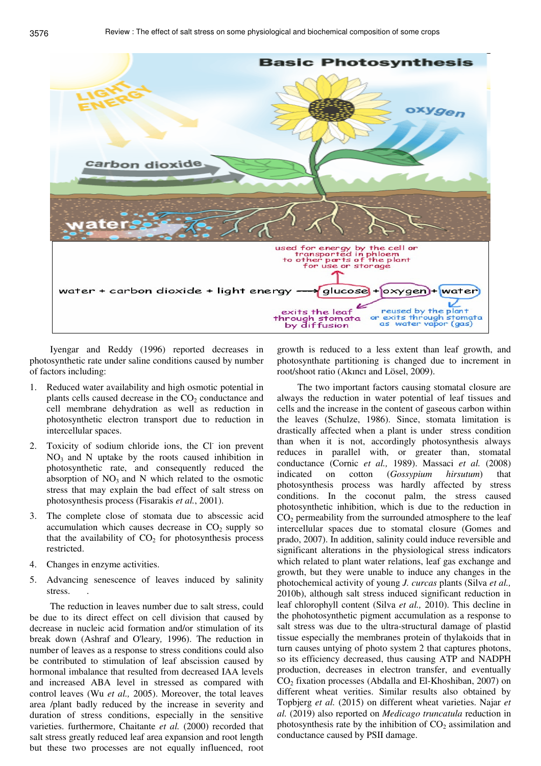Iyengar and Reddy (1996) reported decreases in photosynthetic rate under saline conditions caused by number of factors including:

1. Reduced water availability and high osmotic potential in plants cells caused decrease in the $CO_2$ conductance and cell membrane dehydration as well as reduction in photosynthetic electron transport due to reduction in intercellular spaces.
2. Toxicity of sodium chloride ions, the $Cl^-$ ion prevent $NO_3$ and N uptake by the roots caused inhibition in photosynthetic rate, and consequently reduced the absorption of $NO_3$ and N which related to the osmotic stress that may explain the bad effect of salt stress on photosynthesis process (Fisarakis *et al.*, 2001).
3. The complete close of stomata due to abscessic acid accumulation which causes decrease in $CO_2$ supply so that the availability of $CO_2$ for photosynthesis process restricted.
4. Changes in enzyme activities.
5. Advancing senescence of leaves induced by salinity stress.

The reduction in leaves number due to salt stress, could be due to its direct effect on cell division that caused by decrease in nucleic acid formation and/or stimulation of its break down (Ashraf and O'leary, 1996). The reduction in number of leaves as a response to stress conditions could also be contributed to stimulation of leaf abscission caused by hormonal imbalance that resulted from decreased IAA levels and increased ABA level in stressed as compared with control leaves (Wu *et al.,* 2005). Moreover, the total leaves area /plant badly reduced by the increase in severity and duration of stress conditions, especially in the sensitive varieties. furthermore, Chaitante *et al.* (2000) recorded that salt stress greatly reduced leaf area expansion and root length but these two processes are not equally influenced, root growth is reduced to a less extent than leaf growth, and photosynthate partitioning is changed due to increment in root/shoot ratio (Akıncı and Lösel, 2009).

The two important factors causing stomatal closure are always the reduction in water potential of leaf tissues and cells and the increase in the content of gaseous carbon within the leaves (Schulze, 1986). Since, stomata limitation is drastically affected when a plant is under stress condition than when it is not, accordingly photosynthesis always reduces in parallel with, or greater than, stomatal conductance (Cornic *et al.,* 1989). Massaci *et al.* (2008) indicated on cotton (*Gossypium hirsutum*) that photosynthesis process was hardly affected by stress conditions. In the coconut palm, the stress caused photosynthetic inhibition, which is due to the reduction in $CO_2$ permeability from the surrounded atmosphere to the leaf intercellular spaces due to stomatal closure (Gomes and prado, 2007). In addition, salinity could induce reversible and significant alterations in the physiological stress indicators which related to plant water relations, leaf gas exchange and growth, but they were unable to induce any changes in the photochemical activity of young *J. curcas* plants (Silva *et al.,* 2010b), although salt stress induced significant reduction in leaf chlorophyll content (Silva *et al.,* 2010). This decline in the phohotosynthetic pigment accumulation as a response to salt stress was due to the ultra-structural damage of plastid tissue especially the membranes protein of thylakoids that in turn causes untying of photo system 2 that captures photons, so its efficiency decreased, thus causing ATP and NADPH production, decreases in electron transfer, and eventually $CO_2$ fixation processes (Abdalla and El-Khoshiban, 2007) on different wheat verities. Similar results also obtained by Topbjerg *et al.* (2015) on different wheat varieties. Najar *et al.* (2019) also reported on *Medicago truncatula* reduction in photosynthesis rate by the inhibition of $CO_2$ assimilation and conductance caused by PSII damage.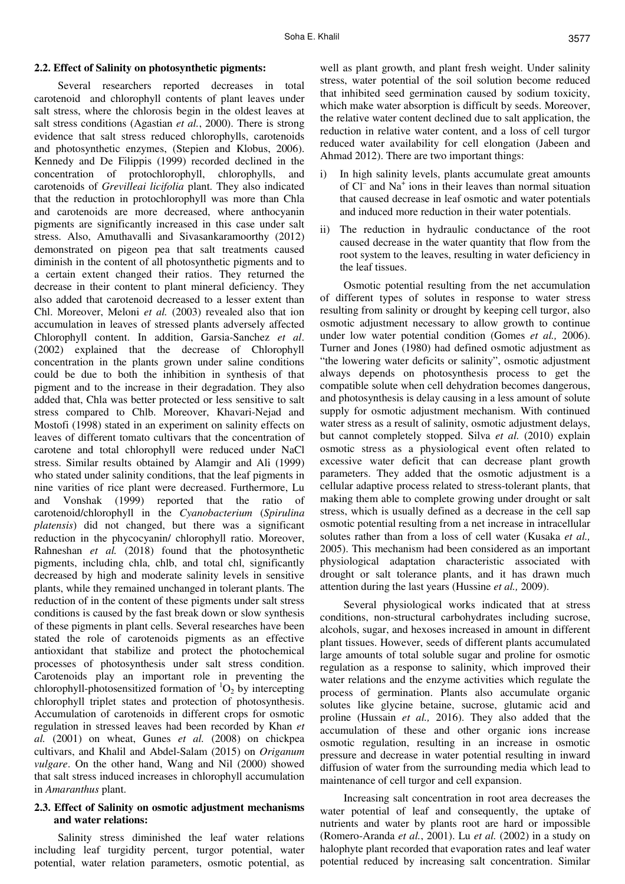### 2.2. Effect of Salinity on photosynthetic pigments:

Several researchers reported decreases in total carotenoid and chlorophyll contents of plant leaves under salt stress, where the chlorosis begin in the oldest leaves at salt stress conditions (Agastian *et al.*, 2000). There is strong evidence that salt stress reduced chlorophylls, carotenoids and photosynthetic enzymes, (Stepien and Klobus, 2006). Kennedy and De Filippis (1999) recorded declined in the concentration of protochlorophyll, chlorophylls, and carotenoids of *Grevilleai licifolia* plant. They also indicated that the reduction in protochlorophyll was more than Chla and carotenoids are more decreased, where anthocyanin pigments are significantly increased in this case under salt stress. Also, Amuthavalli and Sivasankaramoorthy (2012) demonstrated on pigeon pea that salt treatments caused diminish in the content of all photosynthetic pigments and to a certain extent changed their ratios. They returned the decrease in their content to plant mineral deficiency. They also added that carotenoid decreased to a lesser extent than Chl. Moreover, Meloni *et al.* (2003) revealed also that ion accumulation in leaves of stressed plants adversely affected Chlorophyll content. In addition, Garsia-Sanchez *et al*. (2002) explained that the decrease of Chlorophyll concentration in the plants grown under saline conditions could be due to both the inhibition in synthesis of that pigment and to the increase in their degradation. They also added that, Chla was better protected or less sensitive to salt stress compared to Chlb. Moreover, Khavari-Nejad and Mostofi (1998) stated in an experiment on salinity effects on leaves of different tomato cultivars that the concentration of carotene and total chlorophyll were reduced under NaCl stress. Similar results obtained by Alamgir and Ali (1999) who stated under salinity conditions, that the leaf pigments in nine varities of rice plant were decreased. Furthermore, Lu and Vonshak (1999) reported that the ratio of carotenoid/chlorophyll in the *Cyanobacterium* (*Spirulina platensis*) did not changed, but there was a significant reduction in the phycocyanin/ chlorophyll ratio. Moreover, Rahneshan *et al.* (2018) found that the photosynthetic pigments, including chla, chlb, and total chl, significantly decreased by high and moderate salinity levels in sensitive plants, while they remained unchanged in tolerant plants. The reduction of in the content of these pigments under salt stress conditions is caused by the fast break down or slow synthesis of these pigments in plant cells. Several researches have been stated the role of carotenoids pigments as an effective antioxidant that stabilize and protect the photochemical processes of photosynthesis under salt stress condition. Carotenoids play an important role in preventing the chlorophyll-photosensitized formation of $^1O_2$ by intercepting chlorophyll triplet states and protection of photosynthesis. Accumulation of carotenoids in different crops for osmotic regulation in stressed leaves had been recorded by Khan *et al.* (2001) on wheat, Gunes *et al.* (2008) on chickpea cultivars, and Khalil and Abdel-Salam (2015) on *Origanum vulgare*. On the other hand, Wang and Nil (2000) showed that salt stress induced increases in chlorophyll accumulation in *Amaranthus* plant.

### 2.3. Effect of Salinity on osmotic adjustment mechanisms and water relations:

Salinity stress diminished the leaf water relations including leaf turgidity percent, turgor potential, water potential, water relation parameters, osmotic potential, as well as plant growth, and plant fresh weight. Under salinity stress, water potential of the soil solution become reduced that inhibited seed germination caused by sodium toxicity, which make water absorption is difficult by seeds. Moreover, the relative water content declined due to salt application, the reduction in relative water content, and a loss of cell turgor reduced water availability for cell elongation (Jabeen and Ahmad 2012). There are two important things:

i) In high salinity levels, plants accumulate great amounts of $Cl^-$ and $Na^+$ ions in their leaves than normal situation that caused decrease in leaf osmotic and water potentials and induced more reduction in their water potentials.
ii) The reduction in hydraulic conductance of the root caused decrease in the water quantity that flow from the root system to the leaves, resulting in water deficiency in the leaf tissues.

Osmotic potential resulting from the net accumulation of different types of solutes in response to water stress resulting from salinity or drought by keeping cell turgor, also osmotic adjustment necessary to allow growth to continue under low water potential condition (Gomes *et al.,* 2006). Turner and Jones (1980) had defined osmotic adjustment as "the lowering water deficits or salinity", osmotic adjustment always depends on photosynthesis process to get the compatible solute when cell dehydration becomes dangerous, and photosynthesis is delay causing in a less amount of solute supply for osmotic adjustment mechanism. With continued water stress as a result of salinity, osmotic adjustment delays, but cannot completely stopped. Silva *et al.* (2010) explain osmotic stress as a physiological event often related to excessive water deficit that can decrease plant growth parameters. They added that the osmotic adjustment is a cellular adaptive process related to stress-tolerant plants, that making them able to complete growing under drought or salt stress, which is usually defined as a decrease in the cell sap osmotic potential resulting from a net increase in intracellular solutes rather than from a loss of cell water (Kusaka *et al.,* 2005). This mechanism had been considered as an important physiological adaptation characteristic associated with drought or salt tolerance plants, and it has drawn much attention during the last years (Hussine *et al.,* 2009).

Several physiological works indicated that at stress conditions, non-structural carbohydrates including sucrose, alcohols, sugar, and hexoses increased in amount in different plant tissues. However, seeds of different plants accumulated large amounts of total soluble sugar and proline for osmotic regulation as a response to salinity, which improved their water relations and the enzyme activities which regulate the process of germination. Plants also accumulate organic solutes like glycine betaine, sucrose, glutamic acid and proline (Hussain *et al.,* 2016). They also added that the accumulation of these and other organic ions increase osmotic regulation, resulting in an increase in osmotic pressure and decrease in water potential resulting in inward diffusion of water from the surrounding media which lead to maintenance of cell turgor and cell expansion.

Increasing salt concentration in root area decreases the water potential of leaf and consequently, the uptake of nutrients and water by plants root are hard or impossible (Romero-Aranda *et al.*, 2001). Lu *et al.* (2002) in a study on halophyte plant recorded that evaporation rates and leaf water potential reduced by increasing salt concentration. Similar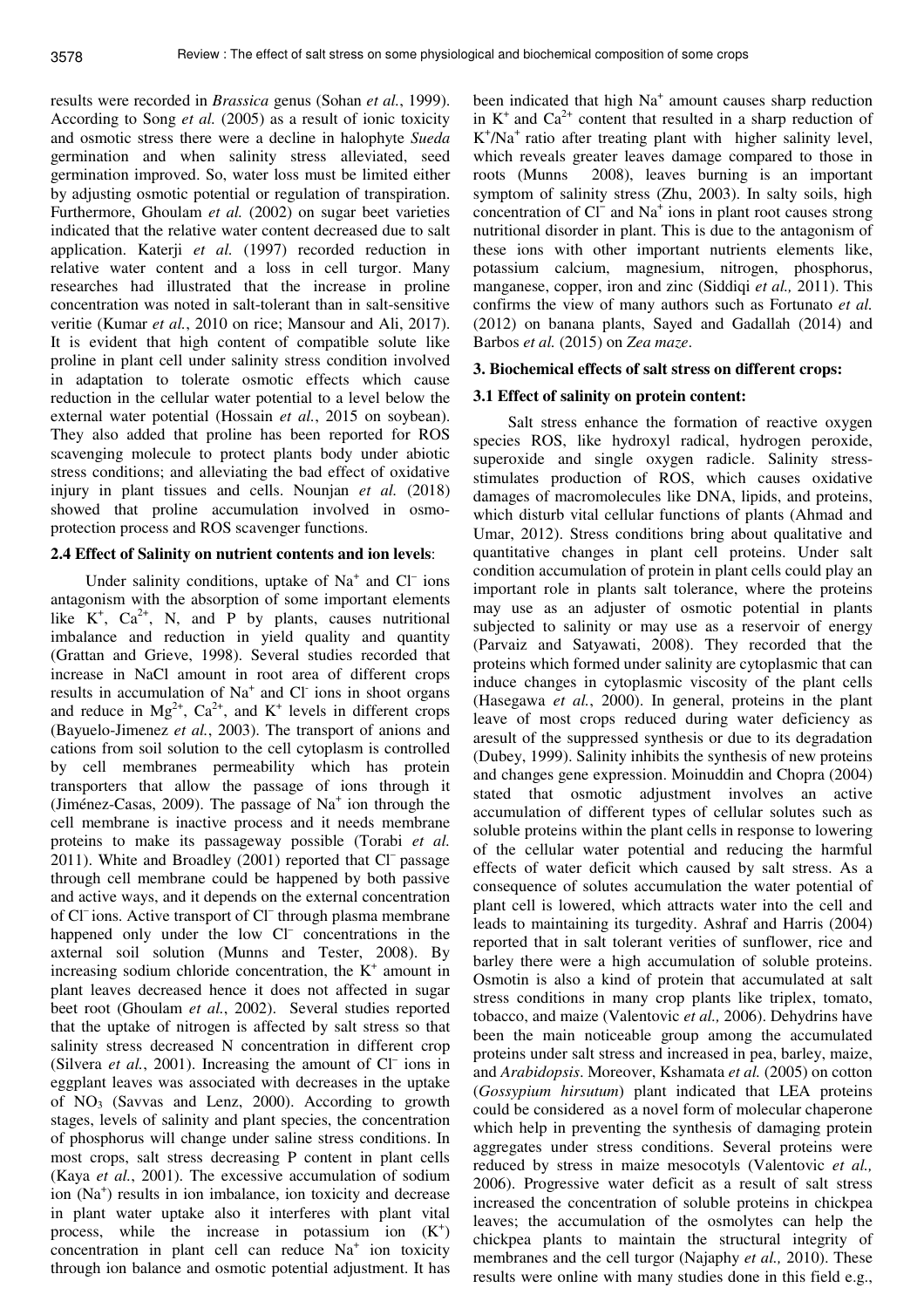results were recorded in *Brassica* genus (Sohan *et al.*, 1999). According to Song *et al.* (2005) as a result of ionic toxicity and osmotic stress there were a decline in halophyte *Sueda* germination and when salinity stress alleviated, seed germination improved. So, water loss must be limited either by adjusting osmotic potential or regulation of transpiration. Furthermore, Ghoulam *et al.* (2002) on sugar beet varieties indicated that the relative water content decreased due to salt application. Katerji *et al.* (1997) recorded reduction in relative water content and a loss in cell turgor. Many researches had illustrated that the increase in proline concentration was noted in salt-tolerant than in salt-sensitive veritie (Kumar *et al.*, 2010 on rice; Mansour and Ali, 2017). It is evident that high content of compatible solute like proline in plant cell under salinity stress condition involved in adaptation to tolerate osmotic effects which cause reduction in the cellular water potential to a level below the external water potential (Hossain *et al.*, 2015 on soybean). They also added that proline has been reported for ROS scavenging molecule to protect plants body under abiotic stress conditions; and alleviating the bad effect of oxidative injury in plant tissues and cells. Nounjan *et al.* (2018) showed that proline accumulation involved in osmo-protection process and ROS scavenger functions.

### 2.4 Effect of Salinity on nutrient contents and ion levels:

Under salinity conditions, uptake of $Na^+$ and $Cl^-$ ions antagonism with the absorption of some important elements like $K^+$, $Ca^{2+}$, N, and P by plants, causes nutritional imbalance and reduction in yield quality and quantity (Grattan and Grieve, 1998). Several studies recorded that increase in NaCl amount in root area of different crops results in accumulation of $Na^+$ and $Cl^-$ ions in shoot organs and reduce in $Mg^{2+}$, $Ca^{2+}$, and $K^+$ levels in different crops (Bayuelo-Jimenez *et al.*, 2003). The transport of anions and cations from soil solution to the cell cytoplasm is controlled by cell membranes permeability which has protein transporters that allow the passage of ions through it (Jiménez-Casas, 2009). The passage of $Na^+$ ion through the cell membrane is inactive process and it needs membrane proteins to make its passageway possible (Torabi *et al.* 2011). White and Broadley (2001) reported that $Cl^-$ passage through cell membrane could be happened by both passive and active ways, and it depends on the external concentration of $Cl^-$ ions. Active transport of $Cl^-$ through plasma membrane happened only under the low $Cl^-$ concentrations in the axternal soil solution (Munns and Tester, 2008). By increasing sodium chloride concentration, the $K^+$ amount in plant leaves decreased hence it does not affected in sugar beet root (Ghoulam *et al.*, 2002). Several studies reported that the uptake of nitrogen is affected by salt stress so that salinity stress decreased N concentration in different crop (Silvera *et al.*, 2001). Increasing the amount of $Cl^-$ ions in eggplant leaves was associated with decreases in the uptake of $NO_3$ (Savvas and Lenz, 2000). According to growth stages, levels of salinity and plant species, the concentration of phosphorus will change under saline stress conditions. In most crops, salt stress decreasing P content in plant cells (Kaya *et al.*, 2001). The excessive accumulation of sodium ion ($Na^+$) results in ion imbalance, ion toxicity and decrease in plant water uptake also it interferes with plant vital process, while the increase in potassium ion ($K^+$) concentration in plant cell can reduce $Na^+$ ion toxicity through ion balance and osmotic potential adjustment. It has been indicated that high $Na^+$ amount causes sharp reduction in $K^+$ and $Ca^{2+}$ content that resulted in a sharp reduction of $K^+/Na^+$ ratio after treating plant with higher salinity level, which reveals greater leaves damage compared to those in roots (Munns 2008), leaves burning is an important symptom of salinity stress (Zhu, 2003). In salty soils, high concentration of $Cl^-$ and $Na^+$ ions in plant root causes strong nutritional disorder in plant. This is due to the antagonism of these ions with other important nutrients elements like, potassium calcium, magnesium, nitrogen, phosphorus, manganese, copper, iron and zinc (Siddiqi *et al.,* 2011). This confirms the view of many authors such as Fortunato *et al.* (2012) on banana plants, Sayed and Gadallah (2014) and Barbos *et al.* (2015) on *Zea maze*.

## 3. Biochemical effects of salt stress on different crops:

### 3.1 Effect of salinity on protein content:

Salt stress enhance the formation of reactive oxygen species ROS, like hydroxyl radical, hydrogen peroxide, superoxide and single oxygen radicle. Salinity stress-stimulates production of ROS, which causes oxidative damages of macromolecules like DNA, lipids, and proteins, which disturb vital cellular functions of plants (Ahmad and Umar, 2012). Stress conditions bring about qualitative and quantitative changes in plant cell proteins. Under salt condition accumulation of protein in plant cells could play an important role in plants salt tolerance, where the proteins may use as an adjuster of osmotic potential in plants subjected to salinity or may use as a reservoir of energy (Parvaiz and Satyawati, 2008). They recorded that the proteins which formed under salinity are cytoplasmic that can induce changes in cytoplasmic viscosity of the plant cells (Hasegawa *et al.*, 2000). In general, proteins in the plant leave of most crops reduced during water deficiency as aresult of the suppressed synthesis or due to its degradation (Dubey, 1999). Salinity inhibits the synthesis of new proteins and changes gene expression. Moinuddin and Chopra (2004) stated that osmotic adjustment involves an active accumulation of different types of cellular solutes such as soluble proteins within the plant cells in response to lowering of the cellular water potential and reducing the harmful effects of water deficit which caused by salt stress. As a consequence of solutes accumulation the water potential of plant cell is lowered, which attracts water into the cell and leads to maintaining its turgedity. Ashraf and Harris (2004) reported that in salt tolerant verities of sunflower, rice and barley there were a high accumulation of soluble proteins. Osmotin is also a kind of protein that accumulated at salt stress conditions in many crop plants like triplex, tomato, tobacco, and maize (Valentovic *et al.,* 2006). Dehydrins have been the main noticeable group among the accumulated proteins under salt stress and increased in pea, barley, maize, and *Arabidopsis*. Moreover, Kshamata *et al.* (2005) on cotton (*Gossypium hirsutum*) plant indicated that LEA proteins could be considered as a novel form of molecular chaperone which help in preventing the synthesis of damaging protein aggregates under stress conditions. Several proteins were reduced by stress in maize mesocotyls (Valentovic *et al.,* 2006). Progressive water deficit as a result of salt stress increased the concentration of soluble proteins in chickpea leaves; the accumulation of the osmolytes can help the chickpea plants to maintain the structural integrity of membranes and the cell turgor (Najaphy *et al.,* 2010). These results were online with many studies done in this field e.g.,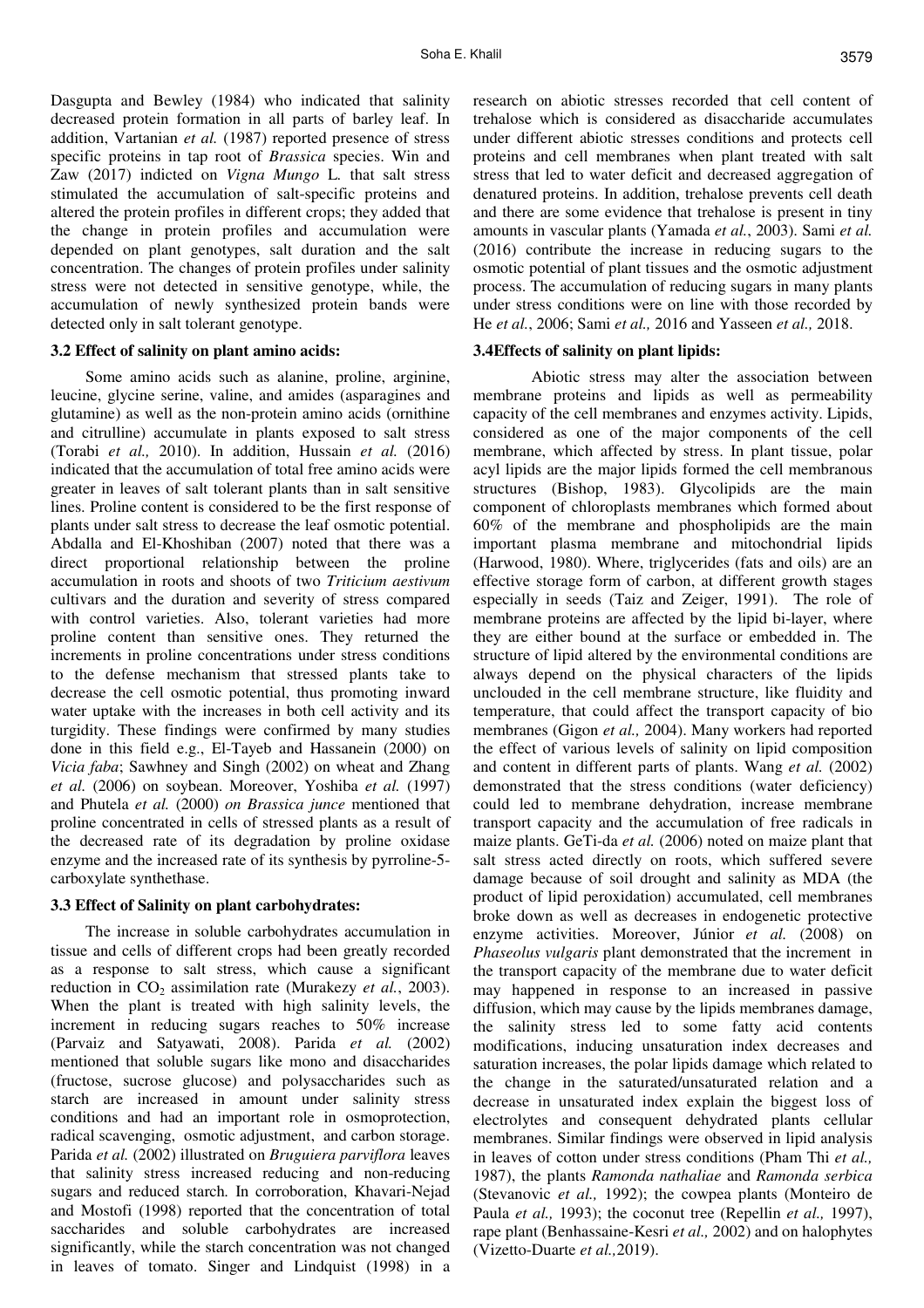Dasgupta and Bewley (1984) who indicated that salinity decreased protein formation in all parts of barley leaf. In addition, Vartanian *et al.* (1987) reported presence of stress specific proteins in tap root of *Brassica* species. Win and Zaw (2017) indicted on *Vigna Mungo* L. that salt stress stimulated the accumulation of salt-specific proteins and altered the protein profiles in different crops; they added that the change in protein profiles and accumulation were depended on plant genotypes, salt duration and the salt concentration. The changes of protein profiles under salinity stress were not detected in sensitive genotype, while, the accumulation of newly synthesized protein bands were detected only in salt tolerant genotype.

### 3.2 Effect of salinity on plant amino acids:

Some amino acids such as alanine, proline, arginine, leucine, glycine serine, valine, and amides (asparagines and glutamine) as well as the non-protein amino acids (ornithine and citrulline) accumulate in plants exposed to salt stress (Torabi *et al.,* 2010). In addition, Hussain *et al.* (2016) indicated that the accumulation of total free amino acids were greater in leaves of salt tolerant plants than in salt sensitive lines. Proline content is considered to be the first response of plants under salt stress to decrease the leaf osmotic potential. Abdalla and El-Khoshiban (2007) noted that there was a direct proportional relationship between the proline accumulation in roots and shoots of two *Triticium aestivum* cultivars and the duration and severity of stress compared with control varieties. Also, tolerant varieties had more proline content than sensitive ones. They returned the increments in proline concentrations under stress conditions to the defense mechanism that stressed plants take to decrease the cell osmotic potential, thus promoting inward water uptake with the increases in both cell activity and its turgidity. These findings were confirmed by many studies done in this field e.g., El-Tayeb and Hassanein (2000) on *Vicia faba*; Sawhney and Singh (2002) on wheat and Zhang *et al.* (2006) on soybean. Moreover, Yoshiba *et al.* (1997) and Phutela *et al.* (2000) *on Brassica junce* mentioned that proline concentrated in cells of stressed plants as a result of the decreased rate of its degradation by proline oxidase enzyme and the increased rate of its synthesis by pyrroline-5-carboxylate synthethase.

### 3.3 Effect of Salinity on plant carbohydrates:

The increase in soluble carbohydrates accumulation in tissue and cells of different crops had been greatly recorded as a response to salt stress, which cause a significant reduction in $CO_2$ assimilation rate (Murakezy *et al.*, 2003). When the plant is treated with high salinity levels, the increment in reducing sugars reaches to 50% increase (Parvaiz and Satyawati, 2008). Parida *et al.* (2002) mentioned that soluble sugars like mono and disaccharides (fructose, sucrose glucose) and polysaccharides such as starch are increased in amount under salinity stress conditions and had an important role in osmoprotection, radical scavenging, osmotic adjustment, and carbon storage. Parida *et al.* (2002) illustrated on *Bruguiera parviflora* leaves that salinity stress increased reducing and non-reducing sugars and reduced starch. In corroboration, Khavari-Nejad and Mostofi (1998) reported that the concentration of total saccharides and soluble carbohydrates are increased significantly, while the starch concentration was not changed in leaves of tomato. Singer and Lindquist (1998) in a research on abiotic stresses recorded that cell content of trehalose which is considered as disaccharide accumulates under different abiotic stresses conditions and protects cell proteins and cell membranes when plant treated with salt stress that led to water deficit and decreased aggregation of denatured proteins. In addition, trehalose prevents cell death and there are some evidence that trehalose is present in tiny amounts in vascular plants (Yamada *et al.*, 2003). Sami *et al.* (2016) contribute the increase in reducing sugars to the osmotic potential of plant tissues and the osmotic adjustment process. The accumulation of reducing sugars in many plants under stress conditions were on line with those recorded by He *et al.*, 2006; Sami *et al.,* 2016 and Yasseen *et al.,* 2018.

### 3.4Effects of salinity on plant lipids:

Abiotic stress may alter the association between membrane proteins and lipids as well as permeability capacity of the cell membranes and enzymes activity. Lipids, considered as one of the major components of the cell membrane, which affected by stress. In plant tissue, polar acyl lipids are the major lipids formed the cell membranous structures (Bishop, 1983). Glycolipids are the main component of chloroplasts membranes which formed about 60% of the membrane and phospholipids are the main important plasma membrane and mitochondrial lipids (Harwood, 1980). Where, triglycerides (fats and oils) are an effective storage form of carbon, at different growth stages especially in seeds (Taiz and Zeiger, 1991). The role of membrane proteins are affected by the lipid bi-layer, where they are either bound at the surface or embedded in. The structure of lipid altered by the environmental conditions are always depend on the physical characters of the lipids unclouded in the cell membrane structure, like fluidity and temperature, that could affect the transport capacity of bio membranes (Gigon *et al.,* 2004). Many workers had reported the effect of various levels of salinity on lipid composition and content in different parts of plants. Wang *et al.* (2002) demonstrated that the stress conditions (water deficiency) could led to membrane dehydration, increase membrane transport capacity and the accumulation of free radicals in maize plants. GeTi-da *et al.* (2006) noted on maize plant that salt stress acted directly on roots, which suffered severe damage because of soil drought and salinity as MDA (the product of lipid peroxidation) accumulated, cell membranes broke down as well as decreases in endogenetic protective enzyme activities. Moreover, Júnior *et al.* (2008) on *Phaseolus vulgaris* plant demonstrated that the increment in the transport capacity of the membrane due to water deficit may happened in response to an increased in passive diffusion, which may cause by the lipids membranes damage, the salinity stress led to some fatty acid contents modifications, inducing unsaturation index decreases and saturation increases, the polar lipids damage which related to the change in the saturated/unsaturated relation and a decrease in unsaturated index explain the biggest loss of electrolytes and consequent dehydrated plants cellular membranes. Similar findings were observed in lipid analysis in leaves of cotton under stress conditions (Pham Thi *et al.,* 1987), the plants *Ramonda nathaliae* and *Ramonda serbica* (Stevanovic *et al.,* 1992); the cowpea plants (Monteiro de Paula *et al.,* 1993); the coconut tree (Repellin *et al.,* 1997), rape plant (Benhassaine-Kesri *et al.,* 2002) and on halophytes (Vizetto-Duarte *et al.,*2019).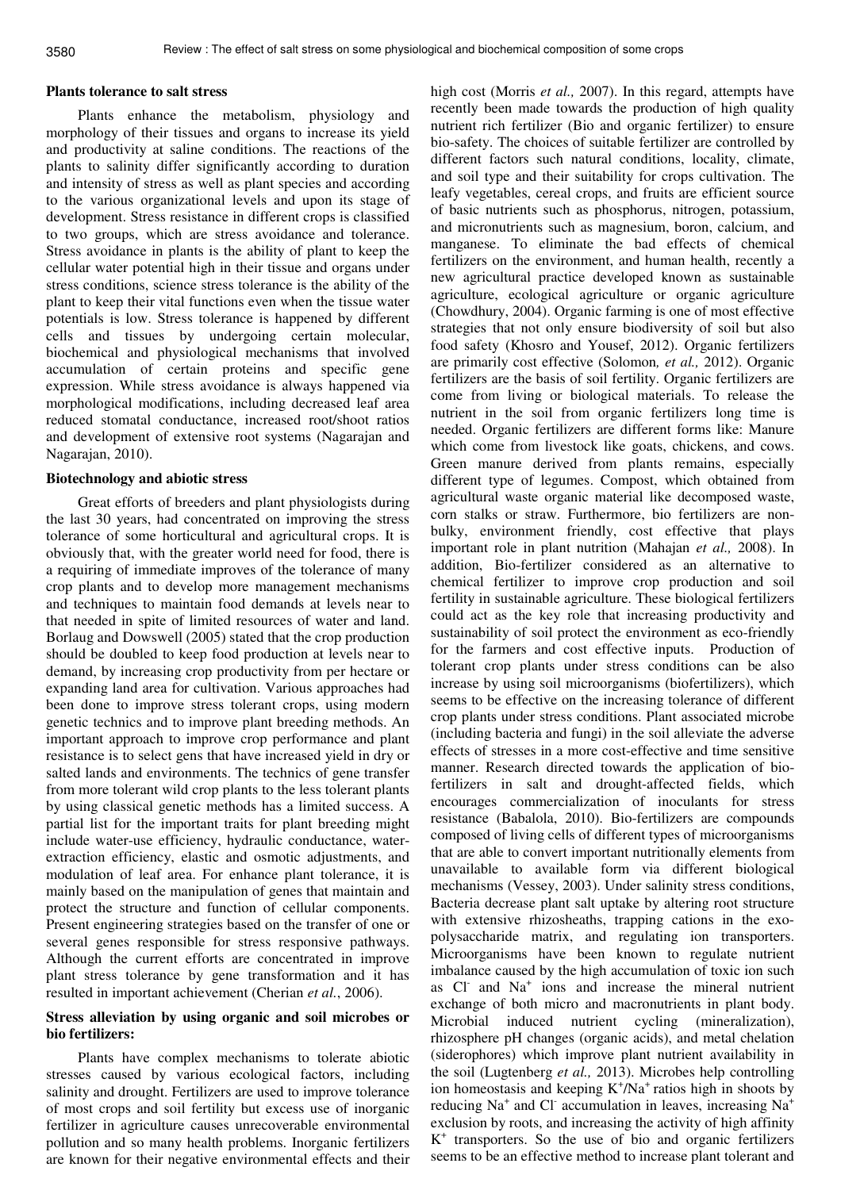**Plants tolerance to salt stress**

Plants enhance the metabolism, physiology and morphology of their tissues and organs to increase its yield and productivity at saline conditions. The reactions of the plants to salinity differ significantly according to duration and intensity of stress as well as plant species and according to the various organizational levels and upon its stage of development. Stress resistance in different crops is classified to two groups, which are stress avoidance and tolerance. Stress avoidance in plants is the ability of plant to keep the cellular water potential high in their tissue and organs under stress conditions, science stress tolerance is the ability of the plant to keep their vital functions even when the tissue water potentials is low. Stress tolerance is happened by different cells and tissues by undergoing certain molecular, biochemical and physiological mechanisms that involved accumulation of certain proteins and specific gene expression. While stress avoidance is always happened via morphological modifications, including decreased leaf area reduced stomatal conductance, increased root/shoot ratios and development of extensive root systems (Nagarajan and Nagarajan, 2010).

**Biotechnology and abiotic stress**

Great efforts of breeders and plant physiologists during the last 30 years, had concentrated on improving the stress tolerance of some horticultural and agricultural crops. It is obviously that, with the greater world need for food, there is a requiring of immediate improves of the tolerance of many crop plants and to develop more management mechanisms and techniques to maintain food demands at levels near to that needed in spite of limited resources of water and land. Borlaug and Dowswell (2005) stated that the crop production should be doubled to keep food production at levels near to demand, by increasing crop productivity from per hectare or expanding land area for cultivation. Various approaches had been done to improve stress tolerant crops, using modern genetic technics and to improve plant breeding methods. An important approach to improve crop performance and plant resistance is to select gens that have increased yield in dry or salted lands and environments. The technics of gene transfer from more tolerant wild crop plants to the less tolerant plants by using classical genetic methods has a limited success. A partial list for the important traits for plant breeding might include water-use efficiency, hydraulic conductance, water-extraction efficiency, elastic and osmotic adjustments, and modulation of leaf area. For enhance plant tolerance, it is mainly based on the manipulation of genes that maintain and protect the structure and function of cellular components. Present engineering strategies based on the transfer of one or several genes responsible for stress responsive pathways. Although the current efforts are concentrated in improve plant stress tolerance by gene transformation and it has resulted in important achievement (Cherian *et al.*, 2006).

**Stress alleviation by using organic and soil microbes or bio fertilizers:**

Plants have complex mechanisms to tolerate abiotic stresses caused by various ecological factors, including salinity and drought. Fertilizers are used to improve tolerance of most crops and soil fertility but excess use of inorganic fertilizer in agriculture causes unrecoverable environmental pollution and so many health problems. Inorganic fertilizers are known for their negative environmental effects and their high cost (Morris *et al.,* 2007). In this regard, attempts have recently been made towards the production of high quality nutrient rich fertilizer (Bio and organic fertilizer) to ensure bio-safety. The choices of suitable fertilizer are controlled by different factors such natural conditions, locality, climate, and soil type and their suitability for crops cultivation. The leafy vegetables, cereal crops, and fruits are efficient source of basic nutrients such as phosphorus, nitrogen, potassium, and micronutrients such as magnesium, boron, calcium, and manganese. To eliminate the bad effects of chemical fertilizers on the environment, and human health, recently a new agricultural practice developed known as sustainable agriculture, ecological agriculture or organic agriculture (Chowdhury, 2004). Organic farming is one of most effective strategies that not only ensure biodiversity of soil but also food safety (Khosro and Yousef, 2012). Organic fertilizers are primarily cost effective (Solomon*, et al.,* 2012). Organic fertilizers are the basis of soil fertility. Organic fertilizers are come from living or biological materials. To release the nutrient in the soil from organic fertilizers long time is needed. Organic fertilizers are different forms like: Manure which come from livestock like goats, chickens, and cows. Green manure derived from plants remains, especially different type of legumes. Compost, which obtained from agricultural waste organic material like decomposed waste, corn stalks or straw. Furthermore, bio fertilizers are non-bulky, environment friendly, cost effective that plays important role in plant nutrition (Mahajan *et al.,* 2008). In addition, Bio-fertilizer considered as an alternative to chemical fertilizer to improve crop production and soil fertility in sustainable agriculture. These biological fertilizers could act as the key role that increasing productivity and sustainability of soil protect the environment as eco-friendly for the farmers and cost effective inputs. Production of tolerant crop plants under stress conditions can be also increase by using soil microorganisms (biofertilizers), which seems to be effective on the increasing tolerance of different crop plants under stress conditions. Plant associated microbe (including bacteria and fungi) in the soil alleviate the adverse effects of stresses in a more cost-effective and time sensitive manner. Research directed towards the application of bio-fertilizers in salt and drought-affected fields, which encourages commercialization of inoculants for stress resistance (Babalola, 2010). Bio-fertilizers are compounds composed of living cells of different types of microorganisms that are able to convert important nutritionally elements from unavailable to available form via different biological mechanisms (Vessey, 2003). Under salinity stress conditions, Bacteria decrease plant salt uptake by altering root structure with extensive rhizosheaths, trapping cations in the exo-polysaccharide matrix, and regulating ion transporters. Microorganisms have been known to regulate nutrient imbalance caused by the high accumulation of toxic ion such as $Cl^-$ and $Na^+$ ions and increase the mineral nutrient exchange of both micro and macronutrients in plant body. Microbial induced nutrient cycling (mineralization), rhizosphere pH changes (organic acids), and metal chelation (siderophores) which improve plant nutrient availability in the soil (Lugtenberg *et al.,* 2013). Microbes help controlling ion homeostasis and keeping $K^+/Na^+$ ratios high in shoots by reducing $Na^+$ and $Cl^-$ accumulation in leaves, increasing $Na^+$ exclusion by roots, and increasing the activity of high affinity $K^+$ transporters. So the use of bio and organic fertilizers seems to be an effective method to increase plant tolerant and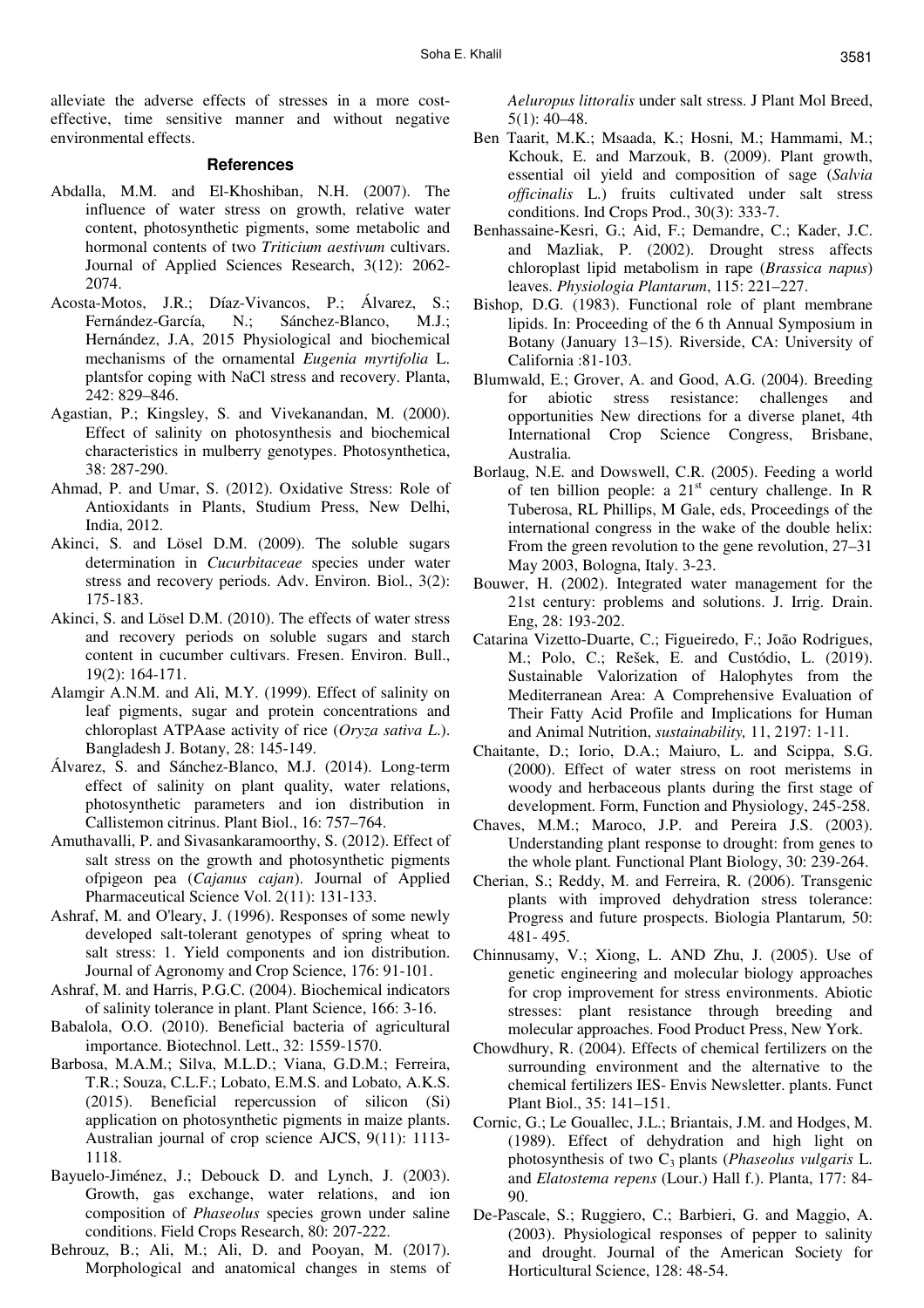alleviate the adverse effects of stresses in a more cost-effective, time sensitive manner and without negative environmental effects.

## References

- Abdalla, M.M. and El-Khoshiban, N.H. (2007). The influence of water stress on growth, relative water content, photosynthetic pigments, some metabolic and hormonal contents of two *Triticium aestivum* cultivars. Journal of Applied Sciences Research, 3(12): 2062-2074.
- Acosta-Motos, J.R.; Díaz-Vivancos, P.; Álvarez, S.; Fernández-García, N.; Sánchez-Blanco, M.J.; Hernández, J.A, 2015 Physiological and biochemical mechanisms of the ornamental *Eugenia myrtifolia* L. plantsfor coping with NaCl stress and recovery. Planta, 242: 829–846.
- Agastian, P.; Kingsley, S. and Vivekanandan, M. (2000). Effect of salinity on photosynthesis and biochemical characteristics in mulberry genotypes. Photosynthetica, 38: 287-290.
- Ahmad, P. and Umar, S. (2012). Oxidative Stress: Role of Antioxidants in Plants, Studium Press, New Delhi, India, 2012.
- Akinci, S. and Lösel D.M. (2009). The soluble sugars determination in *Cucurbitaceae* species under water stress and recovery periods. Adv. Environ. Biol., 3(2): 175-183.
- Akinci, S. and Lösel D.M. (2010). The effects of water stress and recovery periods on soluble sugars and starch content in cucumber cultivars. Fresen. Environ. Bull., 19(2): 164-171.
- Alamgir A.N.M. and Ali, M.Y. (1999). Effect of salinity on leaf pigments, sugar and protein concentrations and chloroplast ATPAase activity of rice (*Oryza sativa L.*). Bangladesh J. Botany, 28: 145-149.
- Álvarez, S. and Sánchez-Blanco, M.J. (2014). Long-term effect of salinity on plant quality, water relations, photosynthetic parameters and ion distribution in Callistemon citrinus. Plant Biol., 16: 757–764.
- Amuthavalli, P. and Sivasankaramoorthy, S. (2012). Effect of salt stress on the growth and photosynthetic pigments ofpigeon pea (*Cajanus cajan*). Journal of Applied Pharmaceutical Science Vol. 2(11): 131-133.
- Ashraf, M. and O'leary, J. (1996). Responses of some newly developed salt-tolerant genotypes of spring wheat to salt stress: 1. Yield components and ion distribution. Journal of Agronomy and Crop Science, 176: 91-101.
- Ashraf, M. and Harris, P.G.C. (2004). Biochemical indicators of salinity tolerance in plant. Plant Science, 166: 3-16.
- Babalola, O.O. (2010). Beneficial bacteria of agricultural importance. Biotechnol. Lett., 32: 1559-1570.
- Barbosa, M.A.M.; Silva, M.L.D.; Viana, G.D.M.; Ferreira, T.R.; Souza, C.L.F.; Lobato, E.M.S. and Lobato, A.K.S. (2015). Beneficial repercussion of silicon (Si) application on photosynthetic pigments in maize plants. Australian journal of crop science AJCS, 9(11): 1113-1118.
- Bayuelo-Jiménez, J.; Debouck D. and Lynch, J. (2003). Growth, gas exchange, water relations, and ion composition of *Phaseolus* species grown under saline conditions. Field Crops Research, 80: 207-222.
- Behrouz, B.; Ali, M.; Ali, D. and Pooyan, M. (2017). Morphological and anatomical changes in stems of *Aeluropus littoralis* under salt stress. J Plant Mol Breed, 5(1): 40–48.
- Ben Taarit, M.K.; Msaada, K.; Hosni, M.; Hammami, M.; Kchouk, E. and Marzouk, B. (2009). Plant growth, essential oil yield and composition of sage (*Salvia officinalis* L.) fruits cultivated under salt stress conditions. Ind Crops Prod., 30(3): 333-7.
- Benhassaine-Kesri, G.; Aid, F.; Demandre, C.; Kader, J.C. and Mazliak, P. (2002). Drought stress affects chloroplast lipid metabolism in rape (*Brassica napus*) leaves. *Physiologia Plantarum*, 115: 221–227.
- Bishop, D.G. (1983). Functional role of plant membrane lipids. In: Proceeding of the 6 th Annual Symposium in Botany (January 13–15). Riverside, CA: University of California :81-103.
- Blumwald, E.; Grover, A. and Good, A.G. (2004). Breeding for abiotic stress resistance: challenges and opportunities New directions for a diverse planet, 4th International Crop Science Congress, Brisbane, Australia.
- Borlaug, N.E. and Dowswell, C.R. (2005). Feeding a world of ten billion people: a 21st century challenge. In R Tuberosa, RL Phillips, M Gale, eds, Proceedings of the international congress in the wake of the double helix: From the green revolution to the gene revolution, 27–31 May 2003, Bologna, Italy. 3-23.
- Bouwer, H. (2002). Integrated water management for the 21st century: problems and solutions. J. Irrig. Drain. Eng, 28: 193-202.
- Catarina Vizetto-Duarte, C.; Figueiredo, F.; João Rodrigues, M.; Polo, C.; Rešek, E. and Custódio, L. (2019). Sustainable Valorization of Halophytes from the Mediterranean Area: A Comprehensive Evaluation of Their Fatty Acid Profile and Implications for Human and Animal Nutrition, *sustainability,* 11, 2197: 1-11.
- Chaitante, D.; Iorio, D.A.; Maiuro, L. and Scippa, S.G. (2000). Effect of water stress on root meristems in woody and herbaceous plants during the first stage of development. Form, Function and Physiology, 245-258.
- Chaves, M.M.; Maroco, J.P. and Pereira J.S. (2003). Understanding plant response to drought: from genes to the whole plant*.* Functional Plant Biology, 30: 239-264.
- Cherian, S.; Reddy, M. and Ferreira, R. (2006). Transgenic plants with improved dehydration stress tolerance: Progress and future prospects. Biologia Plantarum*,* 50: 481- 495.
- Chinnusamy, V.; Xiong, L. AND Zhu, J. (2005). Use of genetic engineering and molecular biology approaches for crop improvement for stress environments. Abiotic stresses: plant resistance through breeding and molecular approaches. Food Product Press, New York.
- Chowdhury, R. (2004). Effects of chemical fertilizers on the surrounding environment and the alternative to the chemical fertilizers IES- Envis Newsletter. plants. Funct Plant Biol., 35: 141–151.
- Cornic, G.; Le Gouallec, J.L.; Briantais, J.M. and Hodges, M. (1989). Effect of dehydration and high light on photosynthesis of two $C_3$ plants (*Phaseolus vulgaris* L. and *Elatostema repens* (Lour.) Hall f.). Planta, 177: 84-90.
- De-Pascale, S.; Ruggiero, C.; Barbieri, G. and Maggio, A. (2003). Physiological responses of pepper to salinity and drought. Journal of the American Society for Horticultural Science, 128: 48-54.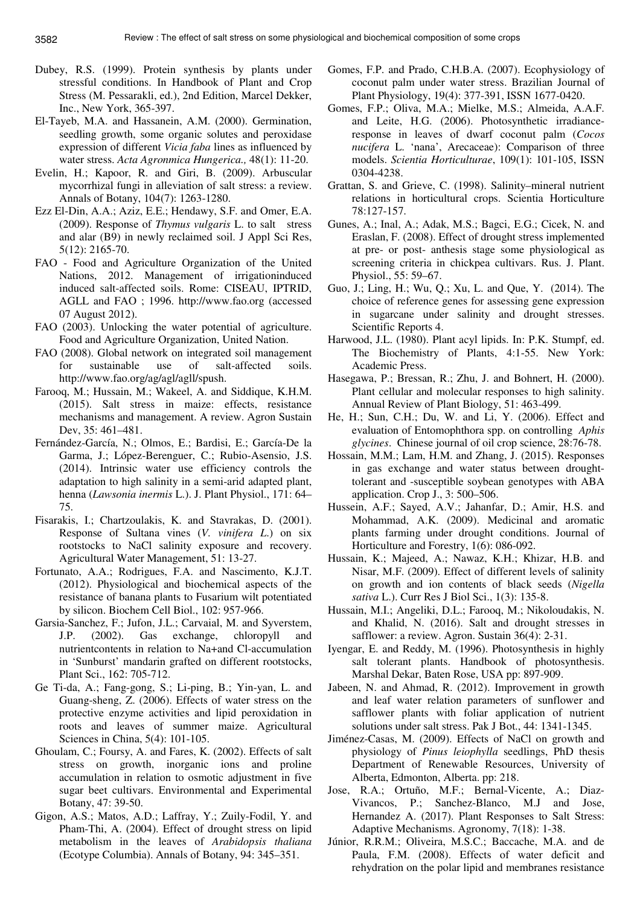Dubey, R.S. (1999). Protein synthesis by plants under stressful conditions. In Handbook of Plant and Crop Stress (M. Pessarakli, ed.), 2nd Edition, Marcel Dekker, Inc., New York, 365-397.

El-Tayeb, M.A. and Hassanein, A.M. (2000). Germination, seedling growth, some organic solutes and peroxidase expression of different *Vicia faba* lines as influenced by water stress. *Acta Agronmica Hungerica.,* 48(1): 11-20.

Evelin, H.; Kapoor, R. and Giri, B. (2009). Arbuscular mycorrhizal fungi in alleviation of salt stress: a review. Annals of Botany, 104(7): 1263-1280.

Ezz El-Din, A.A.; Aziz, E.E.; Hendawy, S.F. and Omer, E.A. (2009). Response of *Thymus vulgaris* L. to salt stress and alar (B9) in newly reclaimed soil. J Appl Sci Res, 5(12): 2165-70.

FAO - Food and Agriculture Organization of the United Nations, 2012. Management of irrigationinduced induced salt-affected soils. Rome: CISEAU, IPTRID, AGLL and FAO ; 1996. http://www.fao.org (accessed 07 August 2012).

FAO (2003). Unlocking the water potential of agriculture. Food and Agriculture Organization, United Nation.

FAO (2008). Global network on integrated soil management for sustainable use of salt-affected soils. http://www.fao.org/ag/agl/agll/spush.

Farooq, M.; Hussain, M.; Wakeel, A. and Siddique, K.H.M. (2015). Salt stress in maize: effects, resistance mechanisms and management. A review. Agron Sustain Dev, 35: 461–481.

Fernández-García, N.; Olmos, E.; Bardisi, E.; García-De la Garma, J.; López-Berenguer, C.; Rubio-Asensio, J.S. (2014). Intrinsic water use efficiency controls the adaptation to high salinity in a semi-arid adapted plant, henna (*Lawsonia inermis* L.). J. Plant Physiol., 171: 64–75.

Fisarakis, I.; Chartzoulakis, K. and Stavrakas, D. (2001). Response of Sultana vines (*V. vinifera L.*) on six rootstocks to NaCl salinity exposure and recovery. Agricultural Water Management, 51: 13-27.

Fortunato, A.A.; Rodrigues, F.A. and Nascimento, K.J.T. (2012). Physiological and biochemical aspects of the resistance of banana plants to Fusarium wilt potentiated by silicon. Biochem Cell Biol., 102: 957-966.

Garsia-Sanchez, F.; Jufon, J.L.; Carvaial, M. and Syverstem, J.P. (2002). Gas exchange, chloropyll and nutrientcontents in relation to Na+and Cl-accumulation in 'Sunburst' mandarin grafted on different rootstocks, Plant Sci., 162: 705-712.

Ge Ti-da, A.; Fang-gong, S.; Li-ping, B.; Yin-yan, L. and Guang-sheng, Z. (2006). Effects of water stress on the protective enzyme activities and lipid peroxidation in roots and leaves of summer maize. Agricultural Sciences in China, 5(4): 101-105.

Ghoulam, C.; Foursy, A. and Fares, K. (2002). Effects of salt stress on growth, inorganic ions and proline accumulation in relation to osmotic adjustment in five sugar beet cultivars. Environmental and Experimental Botany, 47: 39-50.

Gigon, A.S.; Matos, A.D.; Laffray, Y.; Zuily-Fodil, Y. and Pham-Thi, A. (2004). Effect of drought stress on lipid metabolism in the leaves of *Arabidopsis thaliana* (Ecotype Columbia). Annals of Botany, 94: 345–351.

Gomes, F.P. and Prado, C.H.B.A. (2007). Ecophysiology of coconut palm under water stress. Brazilian Journal of Plant Physiology, 19(4): 377-391, ISSN 1677-0420.

Gomes, F.P.; Oliva, M.A.; Mielke, M.S.; Almeida, A.A.F. and Leite, H.G. (2006). Photosynthetic irradiance-response in leaves of dwarf coconut palm (*Cocos nucifera* L. 'nana', Arecaceae): Comparison of three models. *Scientia Horticulturae*, 109(1): 101-105, ISSN 0304-4238.

Grattan, S. and Grieve, C. (1998). Salinity–mineral nutrient relations in horticultural crops. Scientia Horticulture 78:127-157.

Gunes, A.; Inal, A.; Adak, M.S.; Bagci, E.G.; Cicek, N. and Eraslan, F. (2008). Effect of drought stress implemented at pre- or post- anthesis stage some physiological as screening criteria in chickpea cultivars. Rus. J. Plant. Physiol., 55: 59–67.

Guo, J.; Ling, H.; Wu, Q.; Xu, L. and Que, Y. (2014). The choice of reference genes for assessing gene expression in sugarcane under salinity and drought stresses. Scientific Reports 4.

Harwood, J.L. (1980). Plant acyl lipids. In: P.K. Stumpf, ed. The Biochemistry of Plants, 4:1-55. New York: Academic Press.

Hasegawa, P.; Bressan, R.; Zhu, J. and Bohnert, H. (2000). Plant cellular and molecular responses to high salinity. Annual Review of Plant Biology, 51: 463-499.

He, H.; Sun, C.H.; Du, W. and Li, Y. (2006). Effect and evaluation of Entomophthora spp. on controlling *Aphis glycines*. Chinese journal of oil crop science, 28:76-78.

Hossain, M.M.; Lam, H.M. and Zhang, J. (2015). Responses in gas exchange and water status between drought-tolerant and -susceptible soybean genotypes with ABA application. Crop J., 3: 500–506.

Hussein, A.F.; Sayed, A.V.; Jahanfar, D.; Amir, H.S. and Mohammad, A.K. (2009). Medicinal and aromatic plants farming under drought conditions. Journal of Horticulture and Forestry, 1(6): 086-092.

Hussain, K.; Majeed, A.; Nawaz, K.H.; Khizar, H.B. and Nisar, M.F. (2009). Effect of different levels of salinity on growth and ion contents of black seeds (*Nigella sativa* L.). Curr Res J Biol Sci., 1(3): 135-8.

Hussain, M.I.; Angeliki, D.L.; Farooq, M.; Nikoloudakis, N. and Khalid, N. (2016). Salt and drought stresses in safflower: a review. Agron. Sustain 36(4): 2-31.

Iyengar, E. and Reddy, M. (1996). Photosynthesis in highly salt tolerant plants. Handbook of photosynthesis. Marshal Dekar, Baten Rose, USA pp: 897-909.

Jabeen, N. and Ahmad, R. (2012). Improvement in growth and leaf water relation parameters of sunflower and safflower plants with foliar application of nutrient solutions under salt stress. Pak J Bot., 44: 1341-1345.

Jiménez-Casas, M. (2009). Effects of NaCl on growth and physiology of *Pinus leiophylla* seedlings, PhD thesis Department of Renewable Resources, University of Alberta, Edmonton, Alberta. pp: 218.

Jose, R.A.; Ortuño, M.F.; Bernal-Vicente, A.; Diaz-Vivancos, P.; Sanchez-Blanco, M.J and Jose, Hernandez A. (2017). Plant Responses to Salt Stress: Adaptive Mechanisms. Agronomy, 7(18): 1-38.

Júnior, R.R.M.; Oliveira, M.S.C.; Baccache, M.A. and de Paula, F.M. (2008). Effects of water deficit and rehydration on the polar lipid and membranes resistance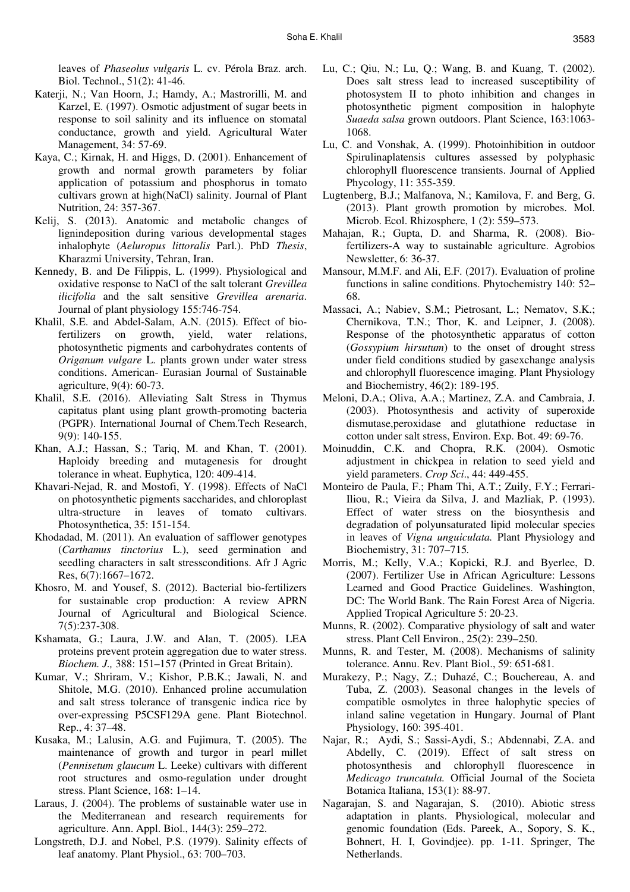leaves of *Phaseolus vulgaris* L. cv. Pérola Braz. arch. Biol. Technol., 51(2): 41-46.

Katerji, N.; Van Hoorn, J.; Hamdy, A.; Mastrorilli, M. and Karzel, E. (1997). Osmotic adjustment of sugar beets in response to soil salinity and its influence on stomatal conductance, growth and yield. Agricultural Water Management, 34: 57-69.

Kaya, C.; Kirnak, H. and Higgs, D. (2001). Enhancement of growth and normal growth parameters by foliar application of potassium and phosphorus in tomato cultivars grown at high(NaCl) salinity. Journal of Plant Nutrition, 24: 357-367.

Kelij, S. (2013). Anatomic and metabolic changes of lignindeposition during various developmental stages inhalophyte (*Aeluropus littoralis* Parl.). PhD *Thesis*, Kharazmi University, Tehran, Iran.

Kennedy, B. and De Filippis, L. (1999). Physiological and oxidative response to NaCl of the salt tolerant *Grevillea ilicifolia* and the salt sensitive *Grevillea arenaria*. Journal of plant physiology 155:746-754.

Khalil, S.E. and Abdel-Salam, A.N. (2015). Effect of bio-fertilizers on growth, yield, water relations, photosynthetic pigments and carbohydrates contents of *Origanum vulgare* L. plants grown under water stress conditions. American- Eurasian Journal of Sustainable agriculture, 9(4): 60-73.

Khalil, S.E. (2016). Alleviating Salt Stress in Thymus capitatus plant using plant growth-promoting bacteria (PGPR). International Journal of Chem.Tech Research, 9(9): 140-155.

Khan, A.J.; Hassan, S.; Tariq, M. and Khan, T. (2001). Haploidy breeding and mutagenesis for drought tolerance in wheat. Euphytica, 120: 409-414.

Khavari-Nejad, R. and Mostofi, Y. (1998). Effects of NaCl on photosynthetic pigments saccharides, and chloroplast ultra-structure in leaves of tomato cultivars. Photosynthetica, 35: 151-154.

Khodadad, M. (2011). An evaluation of safflower genotypes (*Carthamus tinctorius* L.), seed germination and seedling characters in salt stressconditions. Afr J Agric Res, 6(7):1667–1672.

Khosro, M. and Yousef, S. (2012). Bacterial bio-fertilizers for sustainable crop production: A review APRN Journal of Agricultural and Biological Science. 7(5):237-308.

Kshamata, G.; Laura, J.W. and Alan, T. (2005). LEA proteins prevent protein aggregation due to water stress. *Biochem. J.,* 388: 151–157 (Printed in Great Britain).

Kumar, V.; Shriram, V.; Kishor, P.B.K.; Jawali, N. and Shitole, M.G. (2010). Enhanced proline accumulation and salt stress tolerance of transgenic indica rice by over-expressing P5CSF129A gene. Plant Biotechnol. Rep., 4: 37–48.

Kusaka, M.; Lalusin, A.G. and Fujimura, T. (2005). The maintenance of growth and turgor in pearl millet (*Pennisetum glaucum* L. Leeke) cultivars with different root structures and osmo-regulation under drought stress. Plant Science, 168: 1–14.

Laraus, J. (2004). The problems of sustainable water use in the Mediterranean and research requirements for agriculture. Ann. Appl. Biol., 144(3): 259–272.

Longstreth, D.J. and Nobel, P.S. (1979). Salinity effects of leaf anatomy. Plant Physiol., 63: 700–703.

Lu, C.; Qiu, N.; Lu, Q.; Wang, B. and Kuang, T. (2002). Does salt stress lead to increased susceptibility of photosystem II to photo inhibition and changes in photosynthetic pigment composition in halophyte *Suaeda salsa* grown outdoors. Plant Science, 163:1063-1068.

Lu, C. and Vonshak, A. (1999). Photoinhibition in outdoor Spirulinaplatensis cultures assessed by polyphasic chlorophyll fluorescence transients. Journal of Applied Phycology, 11: 355-359.

Lugtenberg, B.J.; Malfanova, N.; Kamilova, F. and Berg, G. (2013). Plant growth promotion by microbes. Mol. Microb. Ecol. Rhizosphere, 1 (2): 559–573.

Mahajan, R.; Gupta, D. and Sharma, R. (2008). Bio-fertilizers-A way to sustainable agriculture. Agrobios Newsletter, 6: 36-37.

Mansour, M.M.F. and Ali, E.F. (2017). Evaluation of proline functions in saline conditions. Phytochemistry 140: 52–68.

Massaci, A.; Nabiev, S.M.; Pietrosant, L.; Nematov, S.K.; Chernikova, T.N.; Thor, K. and Leipner, J. (2008). Response of the photosynthetic apparatus of cotton (*Gossypium hirsutum*) to the onset of drought stress under field conditions studied by gasexchange analysis and chlorophyll fluorescence imaging. Plant Physiology and Biochemistry, 46(2): 189-195.

Meloni, D.A.; Oliva, A.A.; Martinez, Z.A. and Cambraia, J. (2003). Photosynthesis and activity of superoxide dismutase,peroxidase and glutathione reductase in cotton under salt stress, Environ. Exp. Bot. 49: 69-76.

Moinuddin, C.K. and Chopra, R.K. (2004). Osmotic adjustment in chickpea in relation to seed yield and yield parameters. *Crop Sci*., 44: 449-455.

Monteiro de Paula, F.; Pham Thi, A.T.; Zuily, F.Y.; Ferrari-Iliou, R.; Vieira da Silva, J. and Mazliak, P. (1993). Effect of water stress on the biosynthesis and degradation of polyunsaturated lipid molecular species in leaves of *Vigna unguiculata.* Plant Physiology and Biochemistry, 31: 707–715.

Morris, M.; Kelly, V.A.; Kopicki, R.J. and Byerlee, D. (2007). Fertilizer Use in African Agriculture: Lessons Learned and Good Practice Guidelines. Washington, DC: The World Bank. The Rain Forest Area of Nigeria. Applied Tropical Agriculture 5: 20-23.

Munns, R. (2002). Comparative physiology of salt and water stress. Plant Cell Environ., 25(2): 239–250.

Munns, R. and Tester, M. (2008). Mechanisms of salinity tolerance. Annu. Rev. Plant Biol., 59: 651-681.

Murakezy, P.; Nagy, Z.; Duhazé, C.; Bouchereau, A. and Tuba, Z. (2003). Seasonal changes in the levels of compatible osmolytes in three halophytic species of inland saline vegetation in Hungary. Journal of Plant Physiology, 160: 395-401.

Najar, R.; Aydi, S.; Sassi-Aydi, S.; Abdennabi, Z.A. and Abdelly, C. (2019). Effect of salt stress on photosynthesis and chlorophyll fluorescence in *Medicago truncatula.* Official Journal of the Societa Botanica Italiana, 153(1): 88-97.

Nagarajan, S. and Nagarajan, S. (2010). Abiotic stress adaptation in plants. Physiological, molecular and genomic foundation (Eds. Pareek, A., Sopory, S. K., Bohnert, H. I, Govindjee). pp. 1-11. Springer, The Netherlands.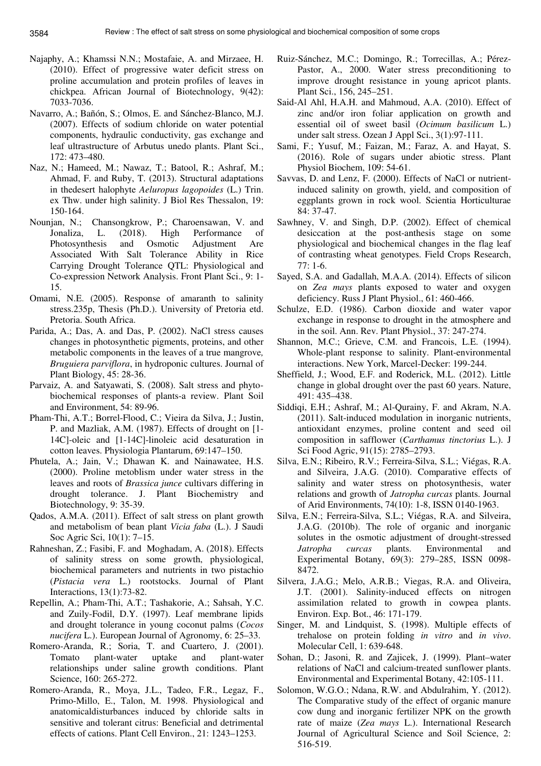Najaphy, A.; Khamssi N.N.; Mostafaie, A. and Mirzaee, H. (2010). Effect of progressive water deficit stress on proline accumulation and protein profiles of leaves in chickpea. African Journal of Biotechnology, 9(42): 7033-7036.

Navarro, A.; Bañón, S.; Olmos, E. and Sánchez-Blanco, M.J. (2007). Effects of sodium chloride on water potential components, hydraulic conductivity, gas exchange and leaf ultrastructure of Arbutus unedo plants. Plant Sci., 172: 473–480.

Naz, N.; Hameed, M.; Nawaz, T.; Batool, R.; Ashraf, M.; Ahmad, F. and Ruby, T. (2013). Structural adaptations in thedesert halophyte *Aeluropus lagopoides* (L.) Trin. ex Thw. under high salinity. J Biol Res Thessalon, 19: 150-164.

Nounjan, N.; Chansongkrow, P.; Charoensawan, V. and Jonaliza, L. (2018). High Performance of Photosynthesis and Osmotic Adjustment Are Associated With Salt Tolerance Ability in Rice Carrying Drought Tolerance QTL: Physiological and Co-expression Network Analysis. Front Plant Sci., 9: 1-15.

Omami, N.E. (2005). Response of amaranth to salinity stress.235p, Thesis (Ph.D.). University of Pretoria etd. Pretoria. South Africa.

Parida, A.; Das, A. and Das, P. (2002). NaCl stress causes changes in photosynthetic pigments, proteins, and other metabolic components in the leaves of a true mangrove, *Bruguiera parviflora*, in hydroponic cultures. Journal of Plant Biology, 45: 28-36.

Parvaiz, A. and Satyawati, S. (2008). Salt stress and phyto-biochemical responses of plants-a review. Plant Soil and Environment, 54: 89-96.

Pham-Thi, A.T.; Borrel-Flood, C.; Vieira da Silva, J.; Justin, P. and Mazliak, A.M. (1987). Effects of drought on [1-14C]-oleic and [1-14C]-linoleic acid desaturation in cotton leaves. Physiologia Plantarum, 69:147–150.

Phutela, A.; Jain, V.; Dhawan K. and Nainawatee, H.S. (2000). Proline metoblism under water stress in the leaves and roots of *Brassica junce* cultivars differing in drought tolerance. J. Plant Biochemistry and Biotechnology, 9: 35-39.

Qados, A.M.A. (2011). Effect of salt stress on plant growth and metabolism of bean plant *Vicia faba* (L.). J Saudi Soc Agric Sci, 10(1): 7–15.

Rahneshan, Z.; Fasibi, F. and Moghadam, A. (2018). Effects of salinity stress on some growth, physiological, biochemical parameters and nutrients in two pistachio (*Pistacia vera* L.) rootstocks. Journal of Plant Interactions, 13(1):73-82.

Repellin, A.; Pham-Thi, A.T.; Tashakorie, A.; Sahsah, Y.C. and Zuily-Fodil, D.Y. (1997). Leaf membrane lipids and drought tolerance in young coconut palms (*Cocos nucifera* L.). European Journal of Agronomy, 6: 25–33.

Romero-Aranda, R.; Soria, T. and Cuartero, J. (2001). Tomato plant-water uptake and plant-water relationships under saline growth conditions. Plant Science, 160: 265-272.

Romero-Aranda, R., Moya, J.L., Tadeo, F.R., Legaz, F., Primo-Millo, E., Talon, M. 1998. Physiological and anatomicaldisturbances induced by chloride salts in sensitive and tolerant citrus: Beneficial and detrimental effects of cations. Plant Cell Environ., 21: 1243–1253.

Ruiz-Sánchez, M.C.; Domingo, R.; Torrecillas, A.; Pérez-Pastor, A., 2000. Water stress preconditioning to improve drought resistance in young apricot plants. Plant Sci., 156, 245–251.

Said-Al Ahl, H.A.H. and Mahmoud, A.A. (2010). Effect of zinc and/or iron foliar application on growth and essential oil of sweet basil (*Ocimum basilicum* L.) under salt stress. Ozean J Appl Sci., 3(1):97-111.

Sami, F.; Yusuf, M.; Faizan, M.; Faraz, A. and Hayat, S. (2016). Role of sugars under abiotic stress. Plant Physiol Biochem, 109: 54-61.

Savvas, D. and Lenz, F. (2000). Effects of NaCl or nutrient-induced salinity on growth, yield, and composition of eggplants grown in rock wool. Scientia Horticulturae 84: 37-47.

Sawhney, V. and Singh, D.P. (2002). Effect of chemical desiccation at the post-anthesis stage on some physiological and biochemical changes in the flag leaf of contrasting wheat genotypes. Field Crops Research, 77: 1-6.

Sayed, S.A. and Gadallah, M.A.A. (2014). Effects of silicon on *Zea mays* plants exposed to water and oxygen deficiency. Russ J Plant Physiol., 61: 460-466.

Schulze, E.D. (1986). Carbon dioxide and water vapor exchange in response to drought in the atmosphere and in the soil. Ann. Rev. Plant Physiol., 37: 247-274.

Shannon, M.C.; Grieve, C.M. and Francois, L.E. (1994). Whole-plant response to salinity. Plant-environmental interactions. New York, Marcel-Decker: 199-244.

Sheffield, J.; Wood, E.F. and Roderick, M.L. (2012). Little change in global drought over the past 60 years. Nature, 491: 435–438.

Siddiqi, E.H.; Ashraf, M.; Al-Qurainy, F. and Akram, N.A. (2011). Salt-induced modulation in inorganic nutrients, antioxidant enzymes, proline content and seed oil composition in safflower (*Carthamus tinctorius* L.). J Sci Food Agric, 91(15): 2785–2793.

Silva, E.N.; Ribeiro, R.V.; Ferreira-Silva, S.L.; Viégas, R.A. and Silveira, J.A.G. (2010). Comparative effects of salinity and water stress on photosynthesis, water relations and growth of *Jatropha curcas* plants. Journal of Arid Environments, 74(10): 1-8, ISSN 0140-1963.

Silva, E.N.; Ferreira-Silva, S.L.; Viégas, R.A. and Silveira, J.A.G. (2010b). The role of organic and inorganic solutes in the osmotic adjustment of drought-stressed *Jatropha curcas* plants. Environmental and Experimental Botany, 69(3): 279–285, ISSN 0098-8472.

Silvera, J.A.G.; Melo, A.R.B.; Viegas, R.A. and Oliveira, J.T. (2001). Salinity-induced effects on nitrogen assimilation related to growth in cowpea plants. Environ. Exp. Bot., 46: 171-179.

Singer, M. and Lindquist, S. (1998). Multiple effects of trehalose on protein folding *in vitro* and *in vivo*. Molecular Cell, 1: 639-648.

Sohan, D.; Jasoni, R. and Zajicek, J. (1999). Plant–water relations of NaCl and calcium-treated sunflower plants. Environmental and Experimental Botany, 42:105-111.

Solomon, W.G.O.; Ndana, R.W. and Abdulrahim, Y. (2012). The Comparative study of the effect of organic manure cow dung and inorganic fertilizer NPK on the growth rate of maize (*Zea mays* L.). International Research Journal of Agricultural Science and Soil Science, 2: 516-519.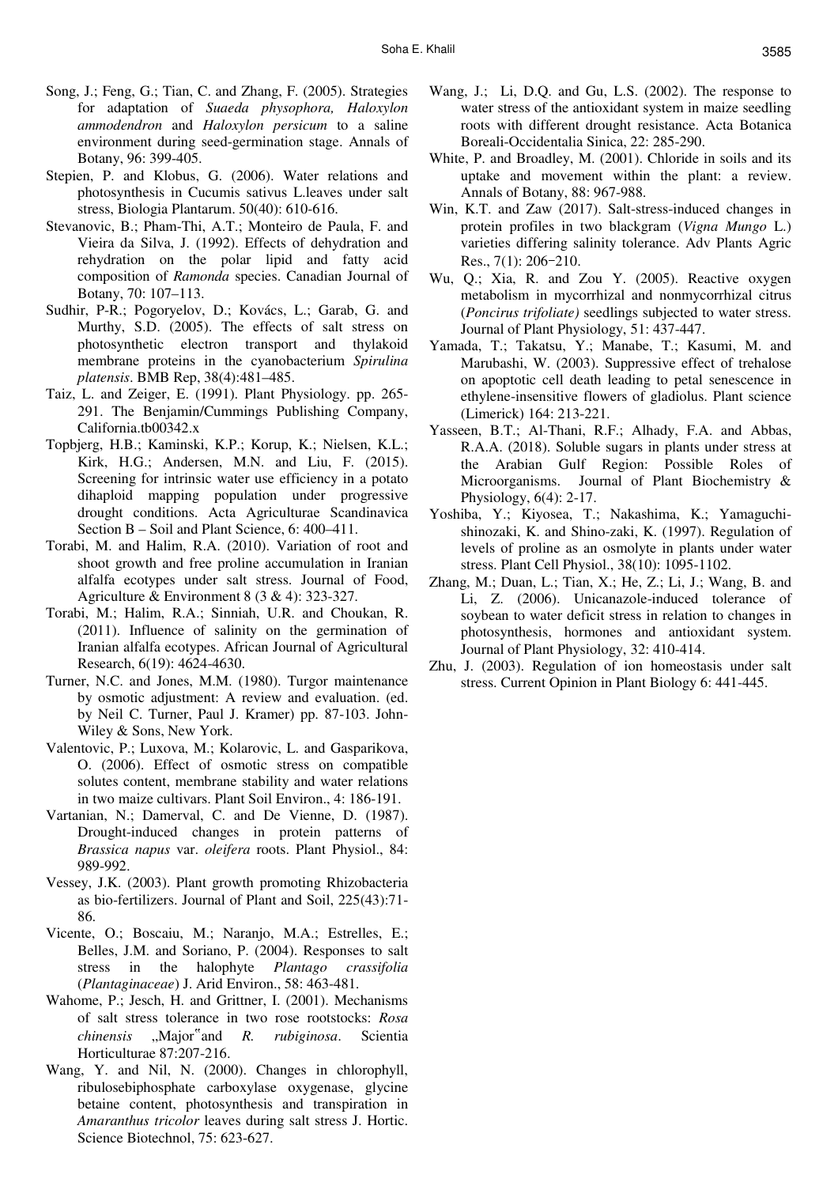Song, J.; Feng, G.; Tian, C. and Zhang, F. (2005). Strategies for adaptation of *Suaeda physophora, Haloxylon ammodendron* and *Haloxylon persicum* to a saline environment during seed-germination stage. Annals of Botany, 96: 399-405.

Stepien, P. and Klobus, G. (2006). Water relations and photosynthesis in Cucumis sativus L.leaves under salt stress, Biologia Plantarum. 50(40): 610-616.

Stevanovic, B.; Pham-Thi, A.T.; Monteiro de Paula, F. and Vieira da Silva, J. (1992). Effects of dehydration and rehydration on the polar lipid and fatty acid composition of *Ramonda* species. Canadian Journal of Botany, 70: 107–113.

Sudhir, P-R.; Pogoryelov, D.; Kovács, L.; Garab, G. and Murthy, S.D. (2005). The effects of salt stress on photosynthetic electron transport and thylakoid membrane proteins in the cyanobacterium *Spirulina platensis*. BMB Rep, 38(4):481–485.

Taiz, L. and Zeiger, E. (1991). Plant Physiology. pp. 265-291. The Benjamin/Cummings Publishing Company, California.tb00342.x

Topbjerg, H.B.; Kaminski, K.P.; Korup, K.; Nielsen, K.L.; Kirk, H.G.; Andersen, M.N. and Liu, F. (2015). Screening for intrinsic water use efficiency in a potato dihaploid mapping population under progressive drought conditions. Acta Agriculturae Scandinavica Section B – Soil and Plant Science, 6: 400–411.

Torabi, M. and Halim, R.A. (2010). Variation of root and shoot growth and free proline accumulation in Iranian alfalfa ecotypes under salt stress. Journal of Food, Agriculture & Environment 8 (3 & 4): 323-327.

Torabi, M.; Halim, R.A.; Sinniah, U.R. and Choukan, R. (2011). Influence of salinity on the germination of Iranian alfalfa ecotypes. African Journal of Agricultural Research, 6(19): 4624-4630.

Turner, N.C. and Jones, M.M. (1980). Turgor maintenance by osmotic adjustment: A review and evaluation. (ed. by Neil C. Turner, Paul J. Kramer) pp. 87-103. John-Wiley & Sons, New York.

Valentovic, P.; Luxova, M.; Kolarovic, L. and Gasparikova, O. (2006). Effect of osmotic stress on compatible solutes content, membrane stability and water relations in two maize cultivars. Plant Soil Environ., 4: 186-191.

Vartanian, N.; Damerval, C. and De Vienne, D. (1987). Drought-induced changes in protein patterns of *Brassica napus* var. *oleifera* roots. Plant Physiol., 84: 989-992.

Vessey, J.K. (2003). Plant growth promoting Rhizobacteria as bio-fertilizers. Journal of Plant and Soil, 225(43):71-86.

Vicente, O.; Boscaiu, M.; Naranjo, M.A.; Estrelles, E.; Belles, J.M. and Soriano, P. (2004). Responses to salt stress in the halophyte *Plantago crassifolia* (*Plantaginaceae*) J. Arid Environ., 58: 463-481.

Wahome, P.; Jesch, H. and Grittner, I. (2001). Mechanisms of salt stress tolerance in two rose rootstocks: *Rosa chinensis* „Major‶and *R. rubiginosa*. Scientia Horticulturae 87:207-216.

Wang, Y. and Nil, N. (2000). Changes in chlorophyll, ribulosebiphosphate carboxylase oxygenase, glycine betaine content, photosynthesis and transpiration in *Amaranthus tricolor* leaves during salt stress J. Hortic. Science Biotechnol, 75: 623-627.

Wang, J.; Li, D.Q. and Gu, L.S. (2002). The response to water stress of the antioxidant system in maize seedling roots with different drought resistance. Acta Botanica Boreali-Occidentalia Sinica, 22: 285-290.

White, P. and Broadley, M. (2001). Chloride in soils and its uptake and movement within the plant: a review. Annals of Botany, 88: 967-988.

Win, K.T. and Zaw (2017). Salt-stress-induced changes in protein profiles in two blackgram (*Vigna Mungo* L.) varieties differing salinity tolerance. Adv Plants Agric Res., 7(1): 206−210.

Wu, Q.; Xia, R. and Zou Y. (2005). Reactive oxygen metabolism in mycorrhizal and nonmycorrhizal citrus (*Poncirus trifoliate)* seedlings subjected to water stress. Journal of Plant Physiology, 51: 437-447.

Yamada, T.; Takatsu, Y.; Manabe, T.; Kasumi, M. and Marubashi, W. (2003). Suppressive effect of trehalose on apoptotic cell death leading to petal senescence in ethylene-insensitive flowers of gladiolus. Plant science (Limerick) 164: 213-221.

Yasseen, B.T.; Al-Thani, R.F.; Alhady, F.A. and Abbas, R.A.A. (2018). Soluble sugars in plants under stress at the Arabian Gulf Region: Possible Roles of Microorganisms. Journal of Plant Biochemistry & Physiology, 6(4): 2-17.

Yoshiba, Y.; Kiyosea, T.; Nakashima, K.; Yamaguchi-shinozaki, K. and Shino-zaki, K. (1997). Regulation of levels of proline as an osmolyte in plants under water stress. Plant Cell Physiol., 38(10): 1095-1102.

Zhang, M.; Duan, L.; Tian, X.; He, Z.; Li, J.; Wang, B. and Li, Z. (2006). Unicanazole-induced tolerance of soybean to water deficit stress in relation to changes in photosynthesis, hormones and antioxidant system. Journal of Plant Physiology, 32: 410-414.

Zhu, J. (2003). Regulation of ion homeostasis under salt stress. Current Opinion in Plant Biology 6: 441-445.